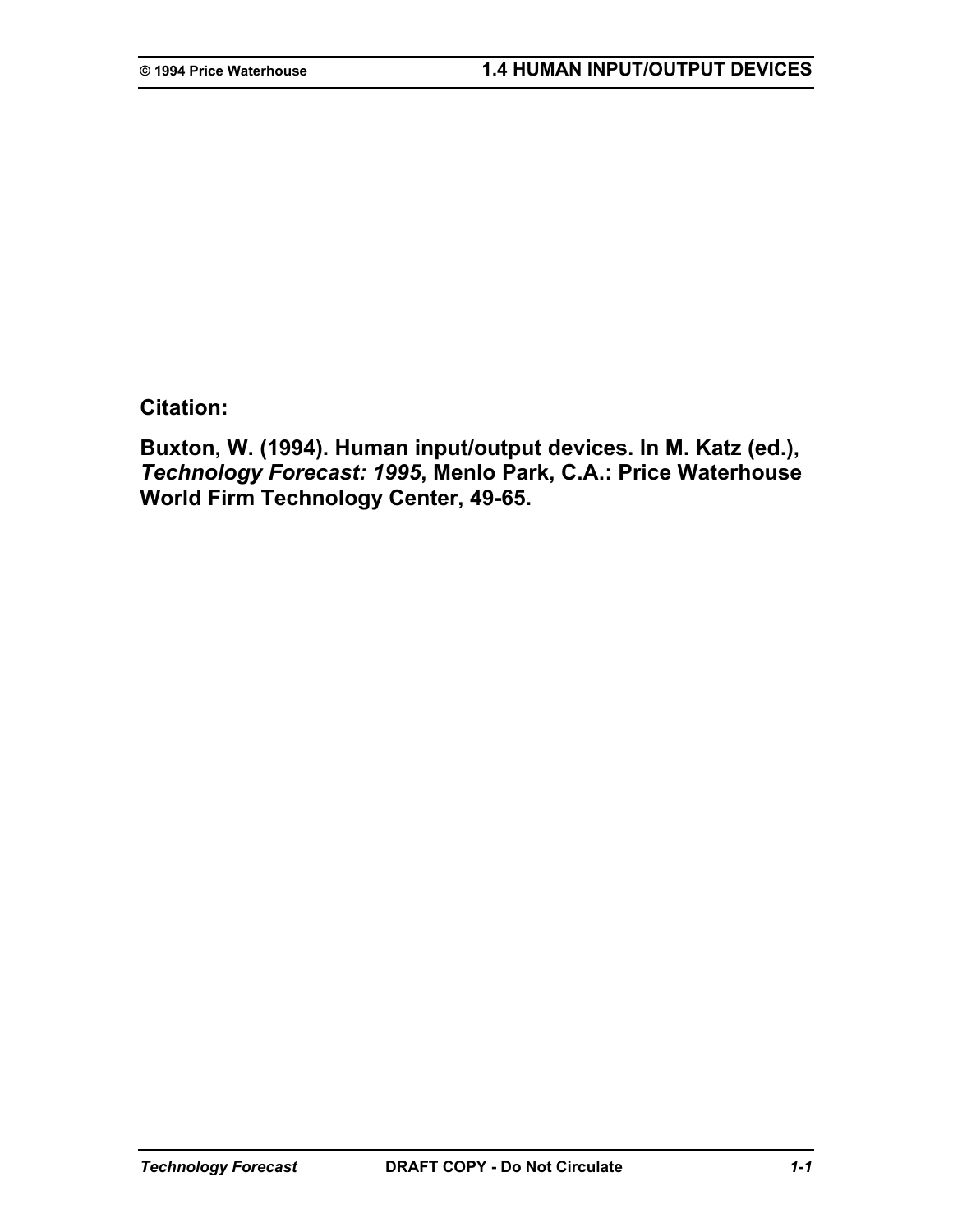**Citation:**

**Buxton, W. (1994). Human input/output devices. In M. Katz (ed.), *Technology Forecast: 1995*, Menlo Park, C.A.: Price Waterhouse World Firm Technology Center, 49-65.**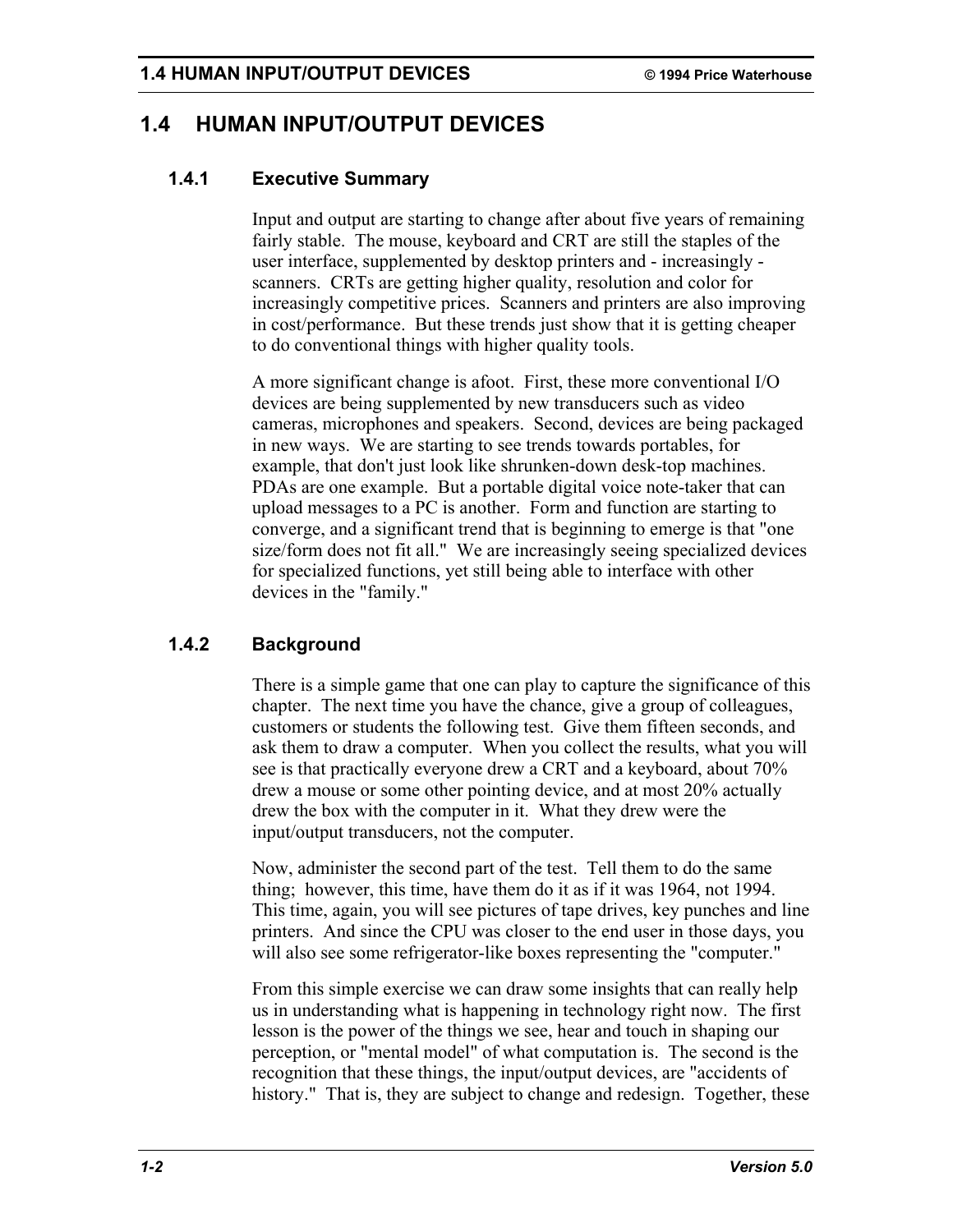## 1.4 HUMAN INPUT/OUTPUT DEVICES

### 1.4.1 Executive Summary

Input and output are starting to change after about five years of remaining fairly stable. The mouse, keyboard and CRT are still the staples of the user interface, supplemented by desktop printers and - increasingly - scanners. CRTs are getting higher quality, resolution and color for increasingly competitive prices. Scanners and printers are also improving in cost/performance. But these trends just show that it is getting cheaper to do conventional things with higher quality tools.

A more significant change is afoot. First, these more conventional I/O devices are being supplemented by new transducers such as video cameras, microphones and speakers. Second, devices are being packaged in new ways. We are starting to see trends towards portables, for example, that don't just look like shrunken-down desk-top machines. PDAs are one example. But a portable digital voice note-taker that can upload messages to a PC is another. Form and function are starting to converge, and a significant trend that is beginning to emerge is that "one size/form does not fit all." We are increasingly seeing specialized devices for specialized functions, yet still being able to interface with other devices in the "family."

### 1.4.2 Background

There is a simple game that one can play to capture the significance of this chapter. The next time you have the chance, give a group of colleagues, customers or students the following test. Give them fifteen seconds, and ask them to draw a computer. When you collect the results, what you will see is that practically everyone drew a CRT and a keyboard, about 70% drew a mouse or some other pointing device, and at most 20% actually drew the box with the computer in it. What they drew were the input/output transducers, not the computer.

Now, administer the second part of the test. Tell them to do the same thing; however, this time, have them do it as if it was 1964, not 1994. This time, again, you will see pictures of tape drives, key punches and line printers. And since the CPU was closer to the end user in those days, you will also see some refrigerator-like boxes representing the "computer."

From this simple exercise we can draw some insights that can really help us in understanding what is happening in technology right now. The first lesson is the power of the things we see, hear and touch in shaping our perception, or "mental model" of what computation is. The second is the recognition that these things, the input/output devices, are "accidents of history." That is, they are subject to change and redesign. Together, these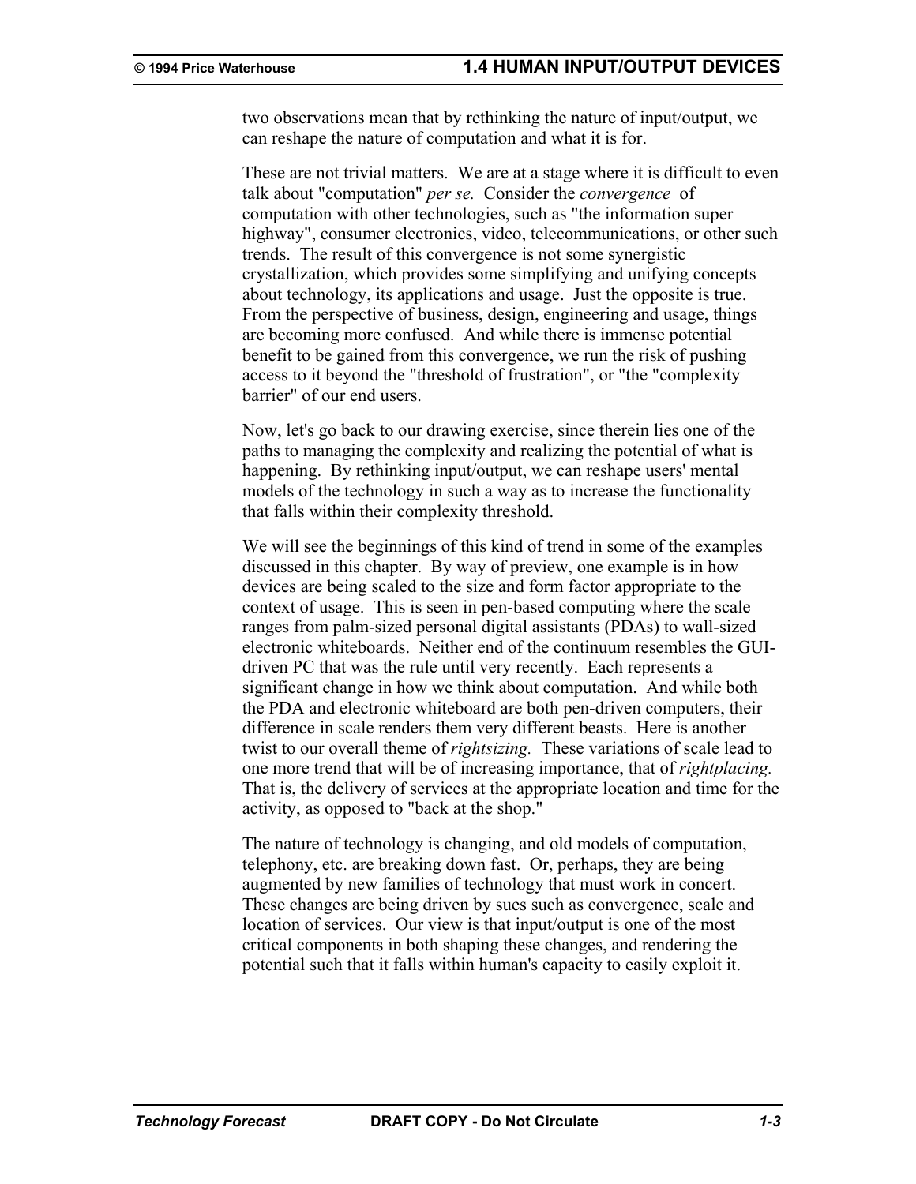two observations mean that by rethinking the nature of input/output, we can reshape the nature of computation and what it is for.

These are not trivial matters. We are at a stage where it is difficult to even talk about "computation" *per se.* Consider the *convergence* of computation with other technologies, such as "the information super highway", consumer electronics, video, telecommunications, or other such trends. The result of this convergence is not some synergistic crystallization, which provides some simplifying and unifying concepts about technology, its applications and usage. Just the opposite is true. From the perspective of business, design, engineering and usage, things are becoming more confused. And while there is immense potential benefit to be gained from this convergence, we run the risk of pushing access to it beyond the "threshold of frustration", or "the "complexity barrier" of our end users.

Now, let's go back to our drawing exercise, since therein lies one of the paths to managing the complexity and realizing the potential of what is happening. By rethinking input/output, we can reshape users' mental models of the technology in such a way as to increase the functionality that falls within their complexity threshold.

We will see the beginnings of this kind of trend in some of the examples discussed in this chapter. By way of preview, one example is in how devices are being scaled to the size and form factor appropriate to the context of usage. This is seen in pen-based computing where the scale ranges from palm-sized personal digital assistants (PDAs) to wall-sized electronic whiteboards. Neither end of the continuum resembles the GUI-driven PC that was the rule until very recently. Each represents a significant change in how we think about computation. And while both the PDA and electronic whiteboard are both pen-driven computers, their difference in scale renders them very different beasts. Here is another twist to our overall theme of *rightsizing.* These variations of scale lead to one more trend that will be of increasing importance, that of *rightplacing.* That is, the delivery of services at the appropriate location and time for the activity, as opposed to "back at the shop."

The nature of technology is changing, and old models of computation, telephony, etc. are breaking down fast. Or, perhaps, they are being augmented by new families of technology that must work in concert. These changes are being driven by sues such as convergence, scale and location of services. Our view is that input/output is one of the most critical components in both shaping these changes, and rendering the potential such that it falls within human's capacity to easily exploit it.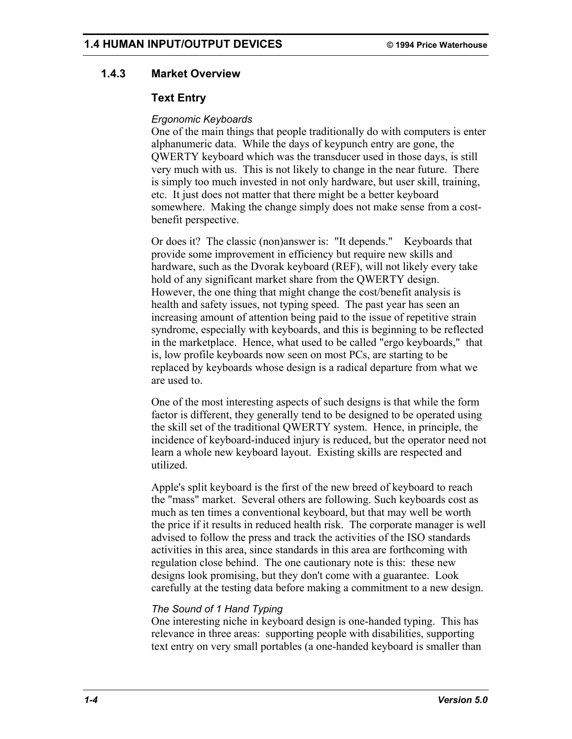### 1.4.3 Market Overview

#### Text Entry

*Ergonomic Keyboards*

One of the main things that people traditionally do with computers is enter alphanumeric data. While the days of keypunch entry are gone, the QWERTY keyboard which was the transducer used in those days, is still very much with us. This is not likely to change in the near future. There is simply too much invested in not only hardware, but user skill, training, etc. It just does not matter that there might be a better keyboard somewhere. Making the change simply does not make sense from a cost-benefit perspective.

Or does it? The classic (non)answer is: "It depends." Keyboards that provide some improvement in efficiency but require new skills and hardware, such as the Dvorak keyboard (REF), will not likely every take hold of any significant market share from the QWERTY design. However, the one thing that might change the cost/benefit analysis is health and safety issues, not typing speed. The past year has seen an increasing amount of attention being paid to the issue of repetitive strain syndrome, especially with keyboards, and this is beginning to be reflected in the marketplace. Hence, what used to be called "ergo keyboards," that is, low profile keyboards now seen on most PCs, are starting to be replaced by keyboards whose design is a radical departure from what we are used to.

One of the most interesting aspects of such designs is that while the form factor is different, they generally tend to be designed to be operated using the skill set of the traditional QWERTY system. Hence, in principle, the incidence of keyboard-induced injury is reduced, but the operator need not learn a whole new keyboard layout. Existing skills are respected and utilized.

Apple's split keyboard is the first of the new breed of keyboard to reach the "mass" market. Several others are following. Such keyboards cost as much as ten times a conventional keyboard, but that may well be worth the price if it results in reduced health risk. The corporate manager is well advised to follow the press and track the activities of the ISO standards activities in this area, since standards in this area are forthcoming with regulation close behind. The one cautionary note is this: these new designs look promising, but they don't come with a guarantee. Look carefully at the testing data before making a commitment to a new design.

*The Sound of 1 Hand Typing*

One interesting niche in keyboard design is one-handed typing. This has relevance in three areas: supporting people with disabilities, supporting text entry on very small portables (a one-handed keyboard is smaller than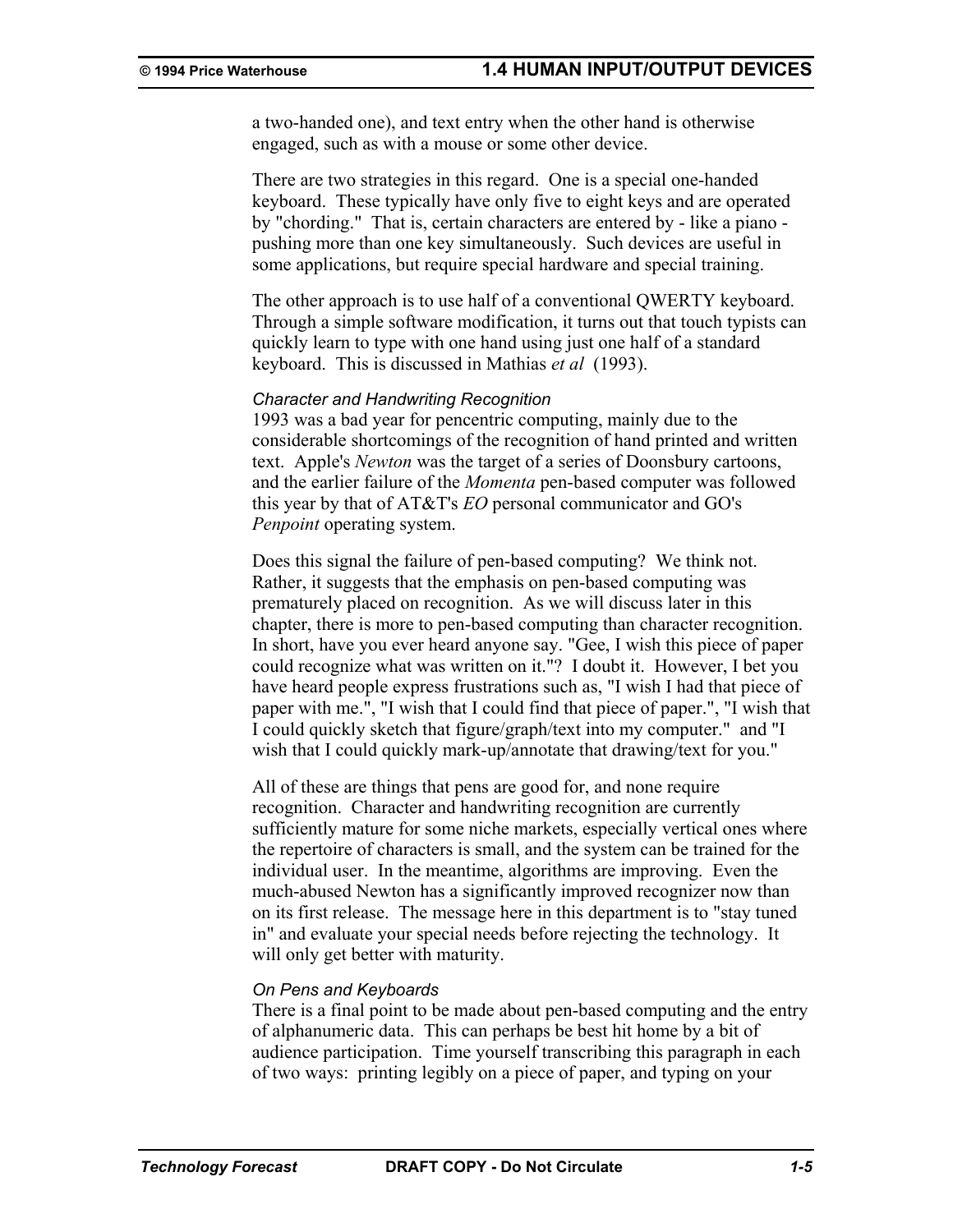a two-handed one), and text entry when the other hand is otherwise engaged, such as with a mouse or some other device.

There are two strategies in this regard. One is a special one-handed keyboard. These typically have only five to eight keys and are operated by "chording." That is, certain characters are entered by - like a piano - pushing more than one key simultaneously. Such devices are useful in some applications, but require special hardware and special training.

The other approach is to use half of a conventional QWERTY keyboard. Through a simple software modification, it turns out that touch typists can quickly learn to type with one hand using just one half of a standard keyboard. This is discussed in Mathias *et al* (1993).

*Character and Handwriting Recognition*

1993 was a bad year for pencentric computing, mainly due to the considerable shortcomings of the recognition of hand printed and written text. Apple's *Newton* was the target of a series of Doonsbury cartoons, and the earlier failure of the *Momenta* pen-based computer was followed this year by that of AT&T's *EO* personal communicator and GO's *Penpoint* operating system.

Does this signal the failure of pen-based computing? We think not. Rather, it suggests that the emphasis on pen-based computing was prematurely placed on recognition. As we will discuss later in this chapter, there is more to pen-based computing than character recognition. In short, have you ever heard anyone say. "Gee, I wish this piece of paper could recognize what was written on it."? I doubt it. However, I bet you have heard people express frustrations such as, "I wish I had that piece of paper with me.", "I wish that I could find that piece of paper.", "I wish that I could quickly sketch that figure/graph/text into my computer." and "I wish that I could quickly mark-up/annotate that drawing/text for you."

All of these are things that pens are good for, and none require recognition. Character and handwriting recognition are currently sufficiently mature for some niche markets, especially vertical ones where the repertoire of characters is small, and the system can be trained for the individual user. In the meantime, algorithms are improving. Even the much-abused Newton has a significantly improved recognizer now than on its first release. The message here in this department is to "stay tuned in" and evaluate your special needs before rejecting the technology. It will only get better with maturity.

*On Pens and Keyboards*

There is a final point to be made about pen-based computing and the entry of alphanumeric data. This can perhaps be best hit home by a bit of audience participation. Time yourself transcribing this paragraph in each of two ways: printing legibly on a piece of paper, and typing on your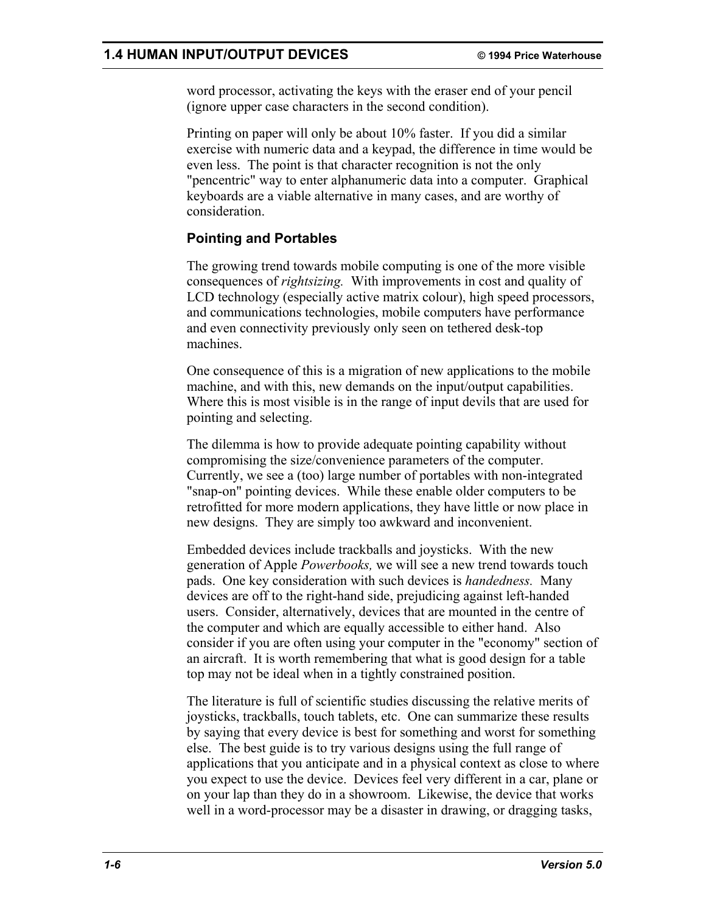word processor, activating the keys with the eraser end of your pencil (ignore upper case characters in the second condition).

Printing on paper will only be about 10% faster. If you did a similar exercise with numeric data and a keypad, the difference in time would be even less. The point is that character recognition is not the only "pencentric" way to enter alphanumeric data into a computer. Graphical keyboards are a viable alternative in many cases, and are worthy of consideration.

### Pointing and Portables

The growing trend towards mobile computing is one of the more visible consequences of *rightsizing.* With improvements in cost and quality of LCD technology (especially active matrix colour), high speed processors, and communications technologies, mobile computers have performance and even connectivity previously only seen on tethered desk-top machines.

One consequence of this is a migration of new applications to the mobile machine, and with this, new demands on the input/output capabilities. Where this is most visible is in the range of input devils that are used for pointing and selecting.

The dilemma is how to provide adequate pointing capability without compromising the size/convenience parameters of the computer. Currently, we see a (too) large number of portables with non-integrated "snap-on" pointing devices. While these enable older computers to be retrofitted for more modern applications, they have little or now place in new designs. They are simply too awkward and inconvenient.

Embedded devices include trackballs and joysticks. With the new generation of Apple *Powerbooks,* we will see a new trend towards touch pads. One key consideration with such devices is *handedness.* Many devices are off to the right-hand side, prejudicing against left-handed users. Consider, alternatively, devices that are mounted in the centre of the computer and which are equally accessible to either hand. Also consider if you are often using your computer in the "economy" section of an aircraft. It is worth remembering that what is good design for a table top may not be ideal when in a tightly constrained position.

The literature is full of scientific studies discussing the relative merits of joysticks, trackballs, touch tablets, etc. One can summarize these results by saying that every device is best for something and worst for something else. The best guide is to try various designs using the full range of applications that you anticipate and in a physical context as close to where you expect to use the device. Devices feel very different in a car, plane or on your lap than they do in a showroom. Likewise, the device that works well in a word-processor may be a disaster in drawing, or dragging tasks,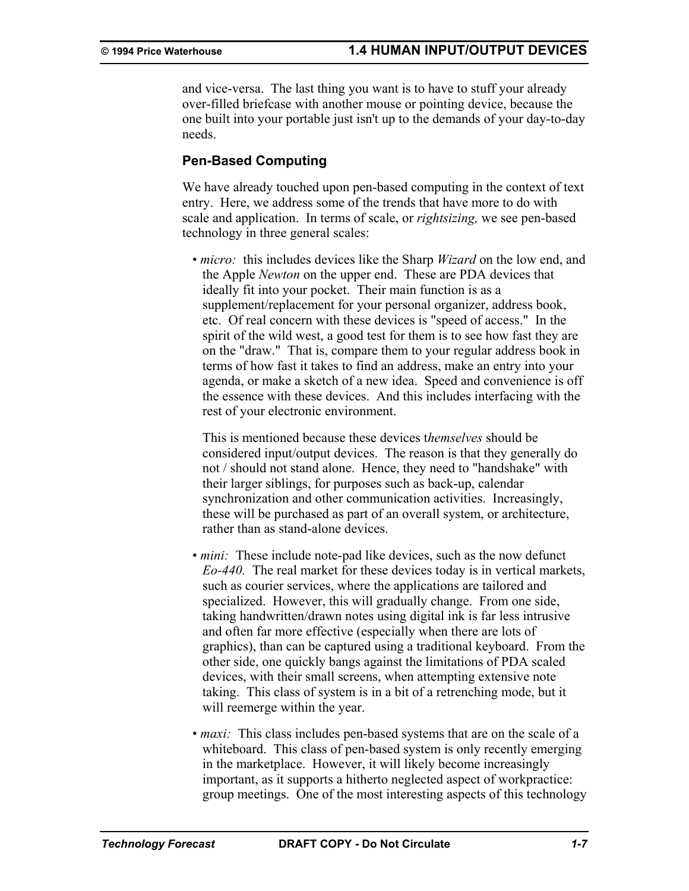and vice-versa. The last thing you want is to have to stuff your already over-filled briefcase with another mouse or pointing device, because the one built into your portable just isn't up to the demands of your day-to-day needs.

### Pen-Based Computing

We have already touched upon pen-based computing in the context of text entry. Here, we address some of the trends that have more to do with scale and application. In terms of scale, or *rightsizing,* we see pen-based technology in three general scales:

- *micro:* this includes devices like the Sharp *Wizard* on the low end, and the Apple *Newton* on the upper end. These are PDA devices that ideally fit into your pocket. Their main function is as a supplement/replacement for your personal organizer, address book, etc. Of real concern with these devices is "speed of access." In the spirit of the wild west, a good test for them is to see how fast they are on the "draw." That is, compare them to your regular address book in terms of how fast it takes to find an address, make an entry into your agenda, or make a sketch of a new idea. Speed and convenience is off the essence with these devices. And this includes interfacing with the rest of your electronic environment.

  This is mentioned because these devices t*hemselves* should be considered input/output devices. The reason is that they generally do not / should not stand alone. Hence, they need to "handshake" with their larger siblings, for purposes such as back-up, calendar synchronization and other communication activities. Increasingly, these will be purchased as part of an overall system, or architecture, rather than as stand-alone devices.

- *mini:* These include note-pad like devices, such as the now defunct *Eo-440.* The real market for these devices today is in vertical markets, such as courier services, where the applications are tailored and specialized. However, this will gradually change. From one side, taking handwritten/drawn notes using digital ink is far less intrusive and often far more effective (especially when there are lots of graphics), than can be captured using a traditional keyboard. From the other side, one quickly bangs against the limitations of PDA scaled devices, with their small screens, when attempting extensive note taking. This class of system is in a bit of a retrenching mode, but it will reemerge within the year.

- *maxi:* This class includes pen-based systems that are on the scale of a whiteboard. This class of pen-based system is only recently emerging in the marketplace. However, it will likely become increasingly important, as it supports a hitherto neglected aspect of workpractice: group meetings. One of the most interesting aspects of this technology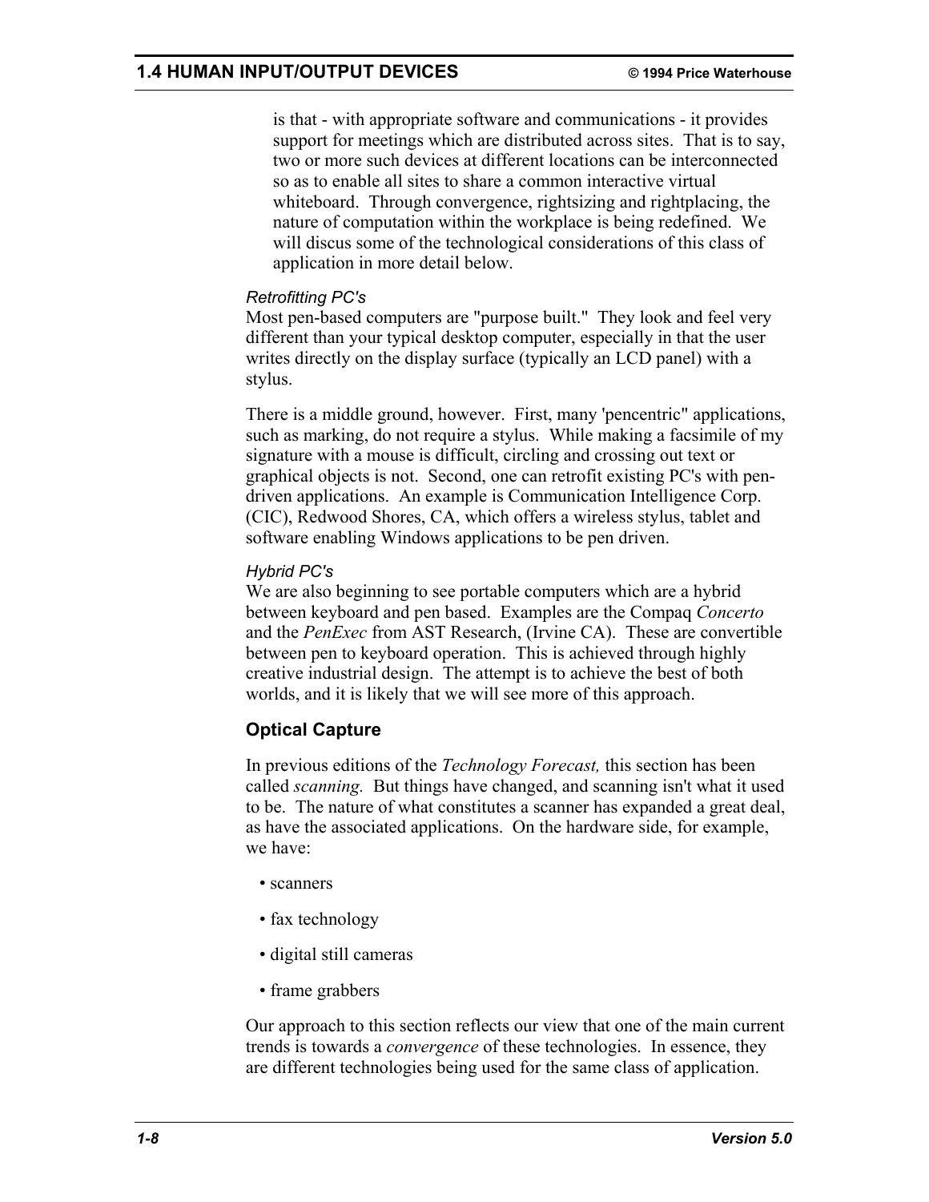is that - with appropriate software and communications - it provides support for meetings which are distributed across sites. That is to say, two or more such devices at different locations can be interconnected so as to enable all sites to share a common interactive virtual whiteboard. Through convergence, rightsizing and rightplacing, the nature of computation within the workplace is being redefined. We will discus some of the technological considerations of this class of application in more detail below.

*Retrofitting PC's*

Most pen-based computers are "purpose built." They look and feel very different than your typical desktop computer, especially in that the user writes directly on the display surface (typically an LCD panel) with a stylus.

There is a middle ground, however. First, many 'pencentric" applications, such as marking, do not require a stylus. While making a facsimile of my signature with a mouse is difficult, circling and crossing out text or graphical objects is not. Second, one can retrofit existing PC's with pen-driven applications. An example is Communication Intelligence Corp. (CIC), Redwood Shores, CA, which offers a wireless stylus, tablet and software enabling Windows applications to be pen driven.

*Hybrid PC's*

We are also beginning to see portable computers which are a hybrid between keyboard and pen based. Examples are the Compaq *Concerto* and the *PenExec* from AST Research, (Irvine CA). These are convertible between pen to keyboard operation. This is achieved through highly creative industrial design. The attempt is to achieve the best of both worlds, and it is likely that we will see more of this approach.

### Optical Capture

In previous editions of the *Technology Forecast,* this section has been called *scanning.* But things have changed, and scanning isn't what it used to be. The nature of what constitutes a scanner has expanded a great deal, as have the associated applications. On the hardware side, for example, we have:

- scanners
- fax technology
- digital still cameras
- frame grabbers

Our approach to this section reflects our view that one of the main current trends is towards a *convergence* of these technologies. In essence, they are different technologies being used for the same class of application.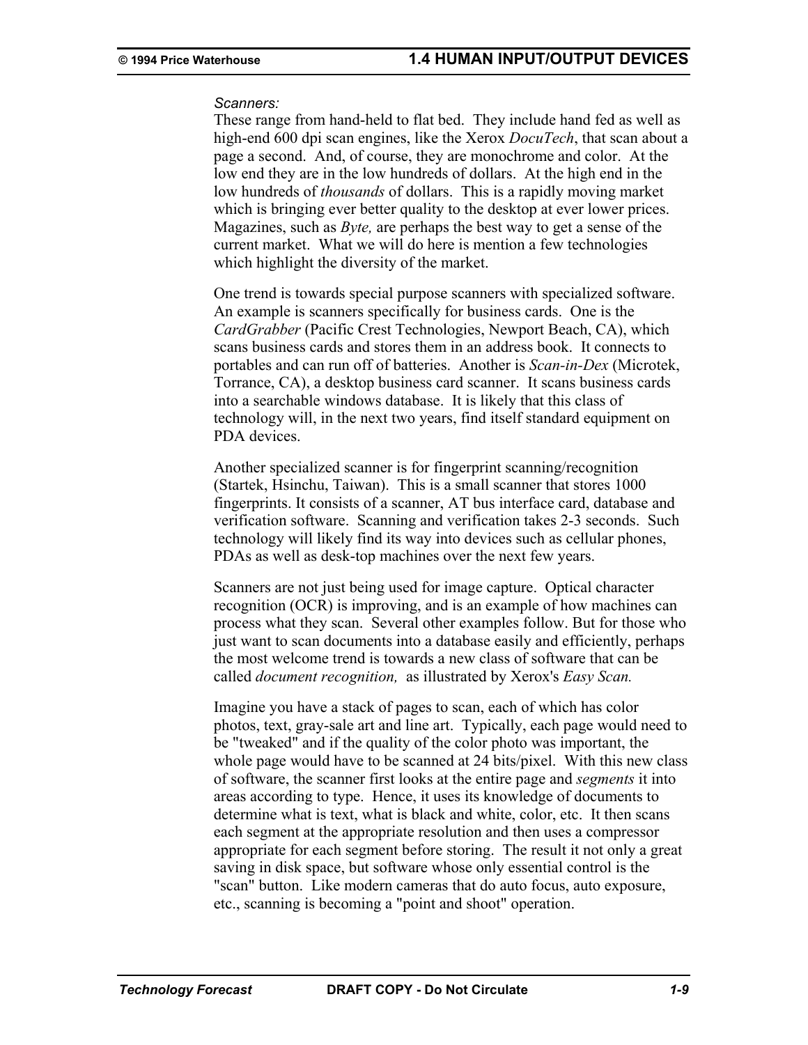*Scanners:*
These range from hand-held to flat bed. They include hand fed as well as high-end 600 dpi scan engines, like the Xerox *DocuTech*, that scan about a page a second. And, of course, they are monochrome and color. At the low end they are in the low hundreds of dollars. At the high end in the low hundreds of *thousands* of dollars. This is a rapidly moving market which is bringing ever better quality to the desktop at ever lower prices. Magazines, such as *Byte,* are perhaps the best way to get a sense of the current market. What we will do here is mention a few technologies which highlight the diversity of the market.

One trend is towards special purpose scanners with specialized software. An example is scanners specifically for business cards. One is the *CardGrabber* (Pacific Crest Technologies, Newport Beach, CA), which scans business cards and stores them in an address book. It connects to portables and can run off of batteries. Another is *Scan-in-Dex* (Microtek, Torrance, CA), a desktop business card scanner. It scans business cards into a searchable windows database. It is likely that this class of technology will, in the next two years, find itself standard equipment on PDA devices.

Another specialized scanner is for fingerprint scanning/recognition (Startek, Hsinchu, Taiwan). This is a small scanner that stores 1000 fingerprints. It consists of a scanner, AT bus interface card, database and verification software. Scanning and verification takes 2-3 seconds. Such technology will likely find its way into devices such as cellular phones, PDAs as well as desk-top machines over the next few years.

Scanners are not just being used for image capture. Optical character recognition (OCR) is improving, and is an example of how machines can process what they scan. Several other examples follow. But for those who just want to scan documents into a database easily and efficiently, perhaps the most welcome trend is towards a new class of software that can be called *document recognition,* as illustrated by Xerox's *Easy Scan.*

Imagine you have a stack of pages to scan, each of which has color photos, text, gray-sale art and line art. Typically, each page would need to be "tweaked" and if the quality of the color photo was important, the whole page would have to be scanned at 24 bits/pixel. With this new class of software, the scanner first looks at the entire page and *segments* it into areas according to type. Hence, it uses its knowledge of documents to determine what is text, what is black and white, color, etc. It then scans each segment at the appropriate resolution and then uses a compressor appropriate for each segment before storing. The result it not only a great saving in disk space, but software whose only essential control is the "scan" button. Like modern cameras that do auto focus, auto exposure, etc., scanning is becoming a "point and shoot" operation.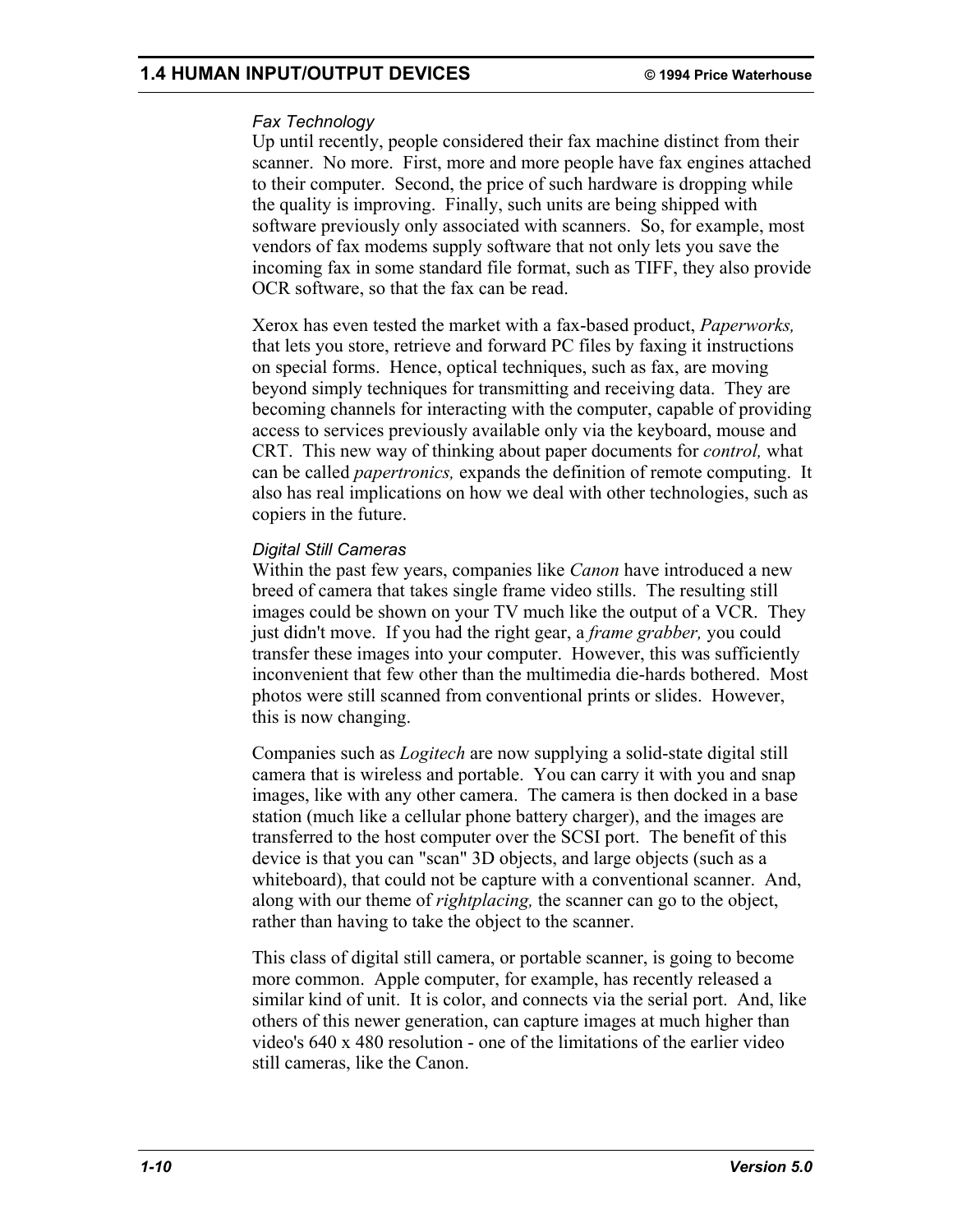### *Fax Technology*

Up until recently, people considered their fax machine distinct from their scanner. No more. First, more and more people have fax engines attached to their computer. Second, the price of such hardware is dropping while the quality is improving. Finally, such units are being shipped with software previously only associated with scanners. So, for example, most vendors of fax modems supply software that not only lets you save the incoming fax in some standard file format, such as TIFF, they also provide OCR software, so that the fax can be read.

Xerox has even tested the market with a fax-based product, *Paperworks,* that lets you store, retrieve and forward PC files by faxing it instructions on special forms. Hence, optical techniques, such as fax, are moving beyond simply techniques for transmitting and receiving data. They are becoming channels for interacting with the computer, capable of providing access to services previously available only via the keyboard, mouse and CRT. This new way of thinking about paper documents for *control,* what can be called *papertronics,* expands the definition of remote computing. It also has real implications on how we deal with other technologies, such as copiers in the future.

### *Digital Still Cameras*

Within the past few years, companies like *Canon* have introduced a new breed of camera that takes single frame video stills. The resulting still images could be shown on your TV much like the output of a VCR. They just didn't move. If you had the right gear, a *frame grabber,* you could transfer these images into your computer. However, this was sufficiently inconvenient that few other than the multimedia die-hards bothered. Most photos were still scanned from conventional prints or slides. However, this is now changing.

Companies such as *Logitech* are now supplying a solid-state digital still camera that is wireless and portable. You can carry it with you and snap images, like with any other camera. The camera is then docked in a base station (much like a cellular phone battery charger), and the images are transferred to the host computer over the SCSI port. The benefit of this device is that you can "scan" 3D objects, and large objects (such as a whiteboard), that could not be capture with a conventional scanner. And, along with our theme of *rightplacing,* the scanner can go to the object, rather than having to take the object to the scanner.

This class of digital still camera, or portable scanner, is going to become more common. Apple computer, for example, has recently released a similar kind of unit. It is color, and connects via the serial port. And, like others of this newer generation, can capture images at much higher than video's 640 x 480 resolution - one of the limitations of the earlier video still cameras, like the Canon.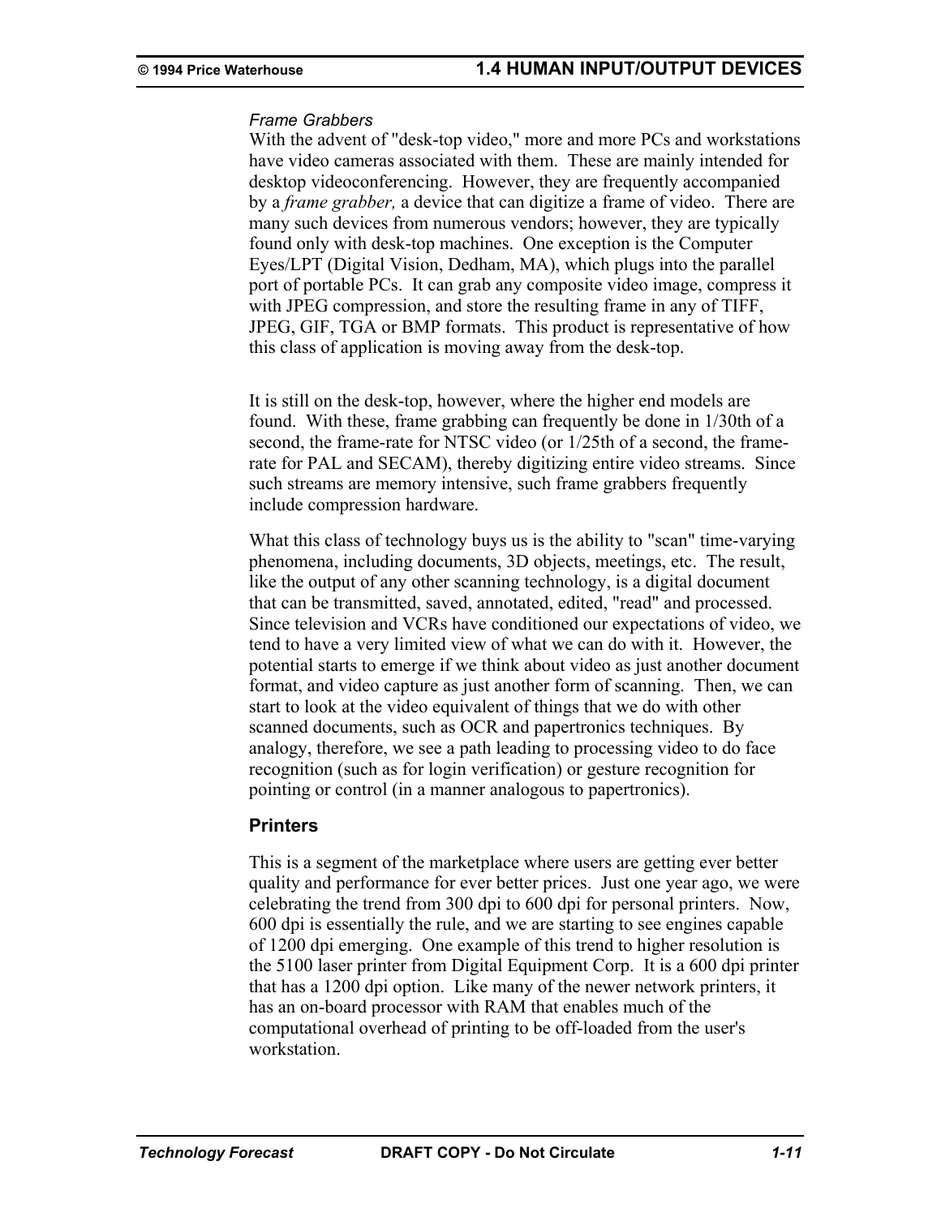*Frame Grabbers*

With the advent of "desk-top video," more and more PCs and workstations have video cameras associated with them. These are mainly intended for desktop videoconferencing. However, they are frequently accompanied by a *frame grabber,* a device that can digitize a frame of video. There are many such devices from numerous vendors; however, they are typically found only with desk-top machines. One exception is the Computer Eyes/LPT (Digital Vision, Dedham, MA), which plugs into the parallel port of portable PCs. It can grab any composite video image, compress it with JPEG compression, and store the resulting frame in any of TIFF, JPEG, GIF, TGA or BMP formats. This product is representative of how this class of application is moving away from the desk-top.

It is still on the desk-top, however, where the higher end models are found. With these, frame grabbing can frequently be done in 1/30th of a second, the frame-rate for NTSC video (or 1/25th of a second, the frame-rate for PAL and SECAM), thereby digitizing entire video streams. Since such streams are memory intensive, such frame grabbers frequently include compression hardware.

What this class of technology buys us is the ability to "scan" time-varying phenomena, including documents, 3D objects, meetings, etc. The result, like the output of any other scanning technology, is a digital document that can be transmitted, saved, annotated, edited, "read" and processed. Since television and VCRs have conditioned our expectations of video, we tend to have a very limited view of what we can do with it. However, the potential starts to emerge if we think about video as just another document format, and video capture as just another form of scanning. Then, we can start to look at the video equivalent of things that we do with other scanned documents, such as OCR and papertronics techniques. By analogy, therefore, we see a path leading to processing video to do face recognition (such as for login verification) or gesture recognition for pointing or control (in a manner analogous to papertronics).

### Printers

This is a segment of the marketplace where users are getting ever better quality and performance for ever better prices. Just one year ago, we were celebrating the trend from 300 dpi to 600 dpi for personal printers. Now, 600 dpi is essentially the rule, and we are starting to see engines capable of 1200 dpi emerging. One example of this trend to higher resolution is the 5100 laser printer from Digital Equipment Corp. It is a 600 dpi printer that has a 1200 dpi option. Like many of the newer network printers, it has an on-board processor with RAM that enables much of the computational overhead of printing to be off-loaded from the user's workstation.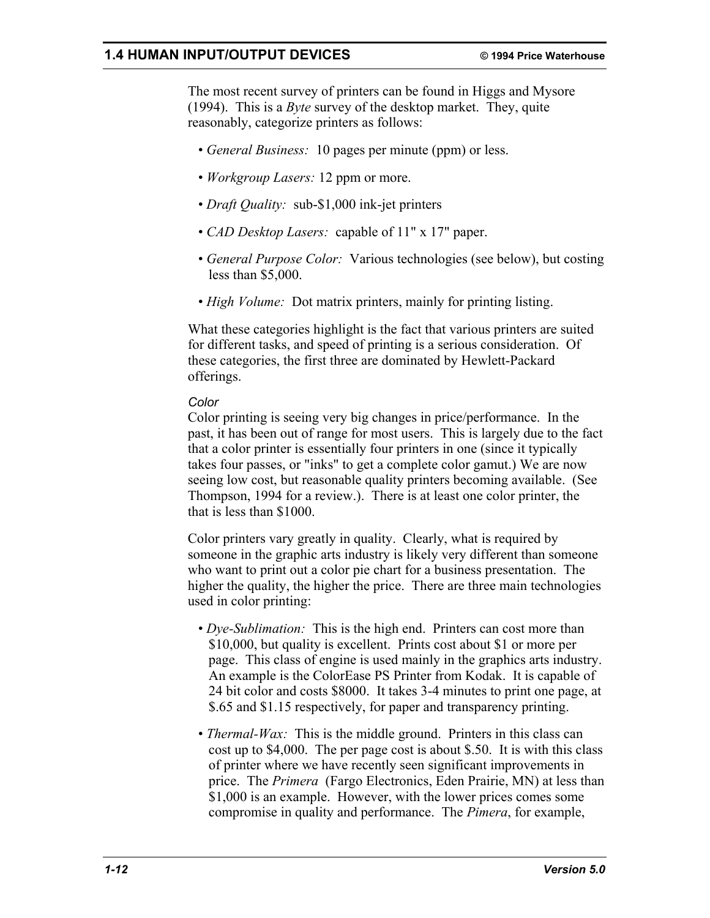The most recent survey of printers can be found in Higgs and Mysore (1994). This is a *Byte* survey of the desktop market. They, quite reasonably, categorize printers as follows:

- *General Business:* 10 pages per minute (ppm) or less.
- *Workgroup Lasers:* 12 ppm or more.
- *Draft Quality:* sub-$1,000 ink-jet printers
- *CAD Desktop Lasers:* capable of 11" x 17" paper.
- *General Purpose Color:* Various technologies (see below), but costing less than $5,000.
- *High Volume:* Dot matrix printers, mainly for printing listing.

What these categories highlight is the fact that various printers are suited for different tasks, and speed of printing is a serious consideration. Of these categories, the first three are dominated by Hewlett-Packard offerings.

*Color*

Color printing is seeing very big changes in price/performance. In the past, it has been out of range for most users. This is largely due to the fact that a color printer is essentially four printers in one (since it typically takes four passes, or "inks" to get a complete color gamut.) We are now seeing low cost, but reasonable quality printers becoming available. (See Thompson, 1994 for a review.). There is at least one color printer, the that is less than $1000.

Color printers vary greatly in quality. Clearly, what is required by someone in the graphic arts industry is likely very different than someone who want to print out a color pie chart for a business presentation. The higher the quality, the higher the price. There are three main technologies used in color printing:

- *Dye-Sublimation:* This is the high end. Printers can cost more than $10,000, but quality is excellent. Prints cost about $1 or more per page. This class of engine is used mainly in the graphics arts industry. An example is the ColorEase PS Printer from Kodak. It is capable of 24 bit color and costs $8000. It takes 3-4 minutes to print one page, at $.65 and $1.15 respectively, for paper and transparency printing.
- *Thermal-Wax:* This is the middle ground. Printers in this class can cost up to $4,000. The per page cost is about $.50. It is with this class of printer where we have recently seen significant improvements in price. The *Primera* (Fargo Electronics, Eden Prairie, MN) at less than $1,000 is an example. However, with the lower prices comes some compromise in quality and performance. The *Pimera*, for example,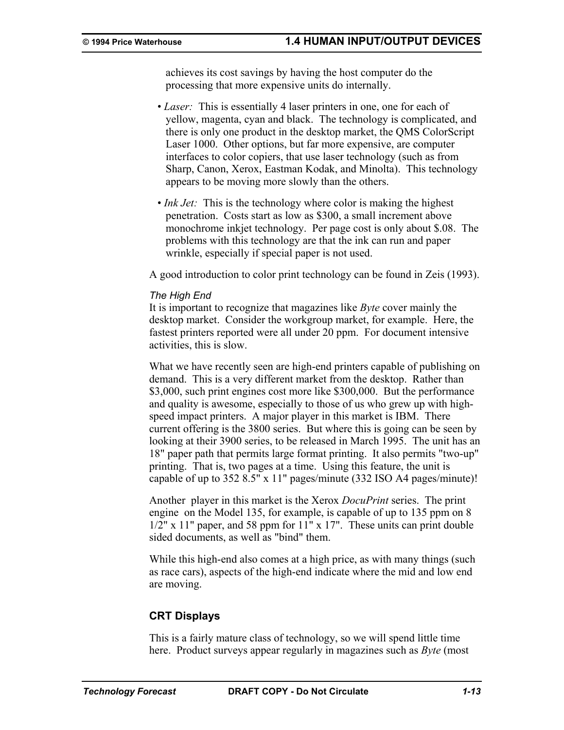achieves its cost savings by having the host computer do the processing that more expensive units do internally.

- *Laser:* This is essentially 4 laser printers in one, one for each of yellow, magenta, cyan and black. The technology is complicated, and there is only one product in the desktop market, the QMS ColorScript Laser 1000. Other options, but far more expensive, are computer interfaces to color copiers, that use laser technology (such as from Sharp, Canon, Xerox, Eastman Kodak, and Minolta). This technology appears to be moving more slowly than the others.
- *Ink Jet:* This is the technology where color is making the highest penetration. Costs start as low as $300, a small increment above monochrome inkjet technology. Per page cost is only about $.08. The problems with this technology are that the ink can run and paper wrinkle, especially if special paper is not used.

A good introduction to color print technology can be found in Zeis (1993).

*The High End*

It is important to recognize that magazines like *Byte* cover mainly the desktop market. Consider the workgroup market, for example. Here, the fastest printers reported were all under 20 ppm. For document intensive activities, this is slow.

What we have recently seen are high-end printers capable of publishing on demand. This is a very different market from the desktop. Rather than $3,000, such print engines cost more like $300,000. But the performance and quality is awesome, especially to those of us who grew up with high-speed impact printers. A major player in this market is IBM. There current offering is the 3800 series. But where this is going can be seen by looking at their 3900 series, to be released in March 1995. The unit has an 18" paper path that permits large format printing. It also permits "two-up" printing. That is, two pages at a time. Using this feature, the unit is capable of up to 352 8.5" x 11" pages/minute (332 ISO A4 pages/minute)!

Another player in this market is the Xerox *DocuPrint* series. The print engine on the Model 135, for example, is capable of up to 135 ppm on 8 1/2" x 11" paper, and 58 ppm for 11" x 17". These units can print double sided documents, as well as "bind" them.

While this high-end also comes at a high price, as with many things (such as race cars), aspects of the high-end indicate where the mid and low end are moving.

### CRT Displays

This is a fairly mature class of technology, so we will spend little time here. Product surveys appear regularly in magazines such as *Byte* (most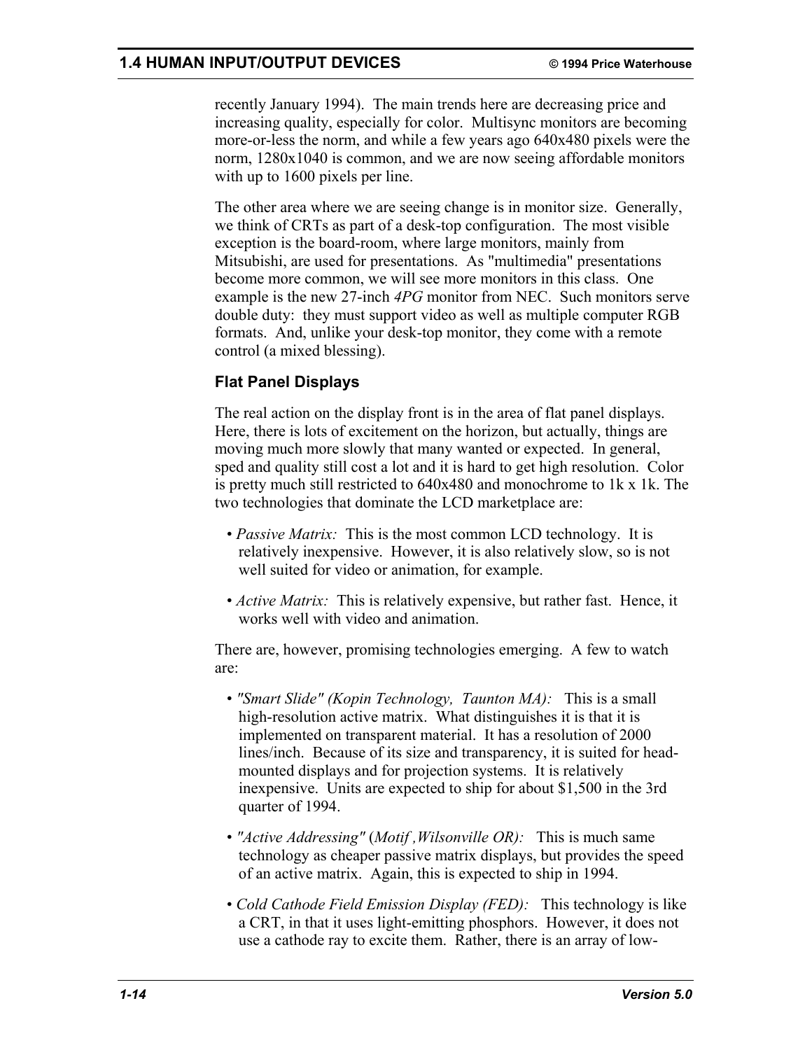recently January 1994). The main trends here are decreasing price and increasing quality, especially for color. Multisync monitors are becoming more-or-less the norm, and while a few years ago 640x480 pixels were the norm, 1280x1040 is common, and we are now seeing affordable monitors with up to 1600 pixels per line.

The other area where we are seeing change is in monitor size. Generally, we think of CRTs as part of a desk-top configuration. The most visible exception is the board-room, where large monitors, mainly from Mitsubishi, are used for presentations. As "multimedia" presentations become more common, we will see more monitors in this class. One example is the new 27-inch *4PG* monitor from NEC. Such monitors serve double duty: they must support video as well as multiple computer RGB formats. And, unlike your desk-top monitor, they come with a remote control (a mixed blessing).

### Flat Panel Displays

The real action on the display front is in the area of flat panel displays. Here, there is lots of excitement on the horizon, but actually, things are moving much more slowly that many wanted or expected. In general, sped and quality still cost a lot and it is hard to get high resolution. Color is pretty much still restricted to 640x480 and monochrome to 1k x 1k. The two technologies that dominate the LCD marketplace are:

- *Passive Matrix:* This is the most common LCD technology. It is relatively inexpensive. However, it is also relatively slow, so is not well suited for video or animation, for example.
- *Active Matrix:* This is relatively expensive, but rather fast. Hence, it works well with video and animation.

There are, however, promising technologies emerging. A few to watch are:

- *"Smart Slide" (Kopin Technology, Taunton MA):* This is a small high-resolution active matrix. What distinguishes it is that it is implemented on transparent material. It has a resolution of 2000 lines/inch. Because of its size and transparency, it is suited for head-mounted displays and for projection systems. It is relatively inexpensive. Units are expected to ship for about $1,500 in the 3rd quarter of 1994.
- *"Active Addressing"* (*Motif ,Wilsonville OR):* This is much same technology as cheaper passive matrix displays, but provides the speed of an active matrix. Again, this is expected to ship in 1994.
- *Cold Cathode Field Emission Display (FED):* This technology is like a CRT, in that it uses light-emitting phosphors. However, it does not use a cathode ray to excite them. Rather, there is an array of low-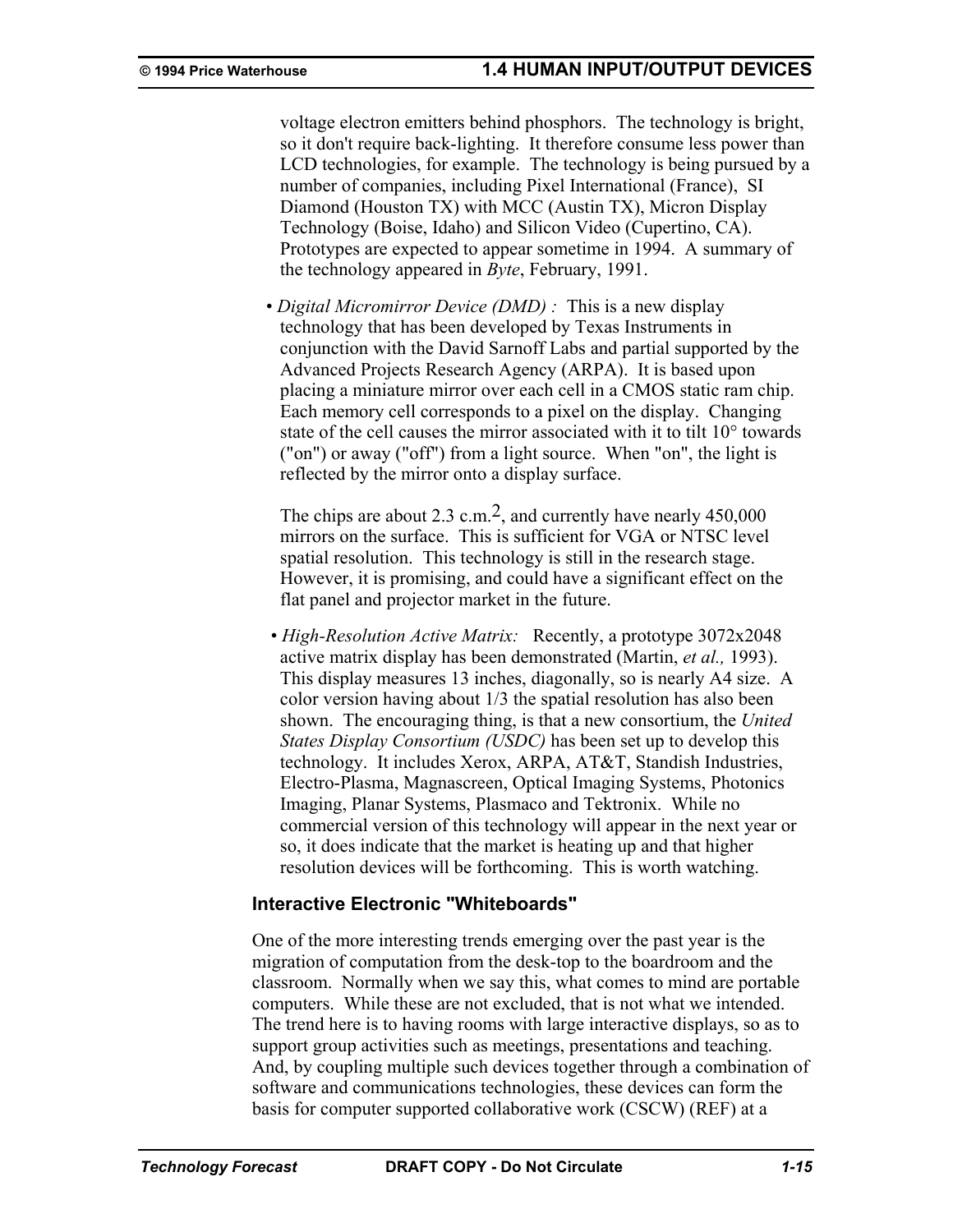voltage electron emitters behind phosphors. The technology is bright, so it don't require back-lighting. It therefore consume less power than LCD technologies, for example. The technology is being pursued by a number of companies, including Pixel International (France), SI Diamond (Houston TX) with MCC (Austin TX), Micron Display Technology (Boise, Idaho) and Silicon Video (Cupertino, CA). Prototypes are expected to appear sometime in 1994. A summary of the technology appeared in *Byte*, February, 1991.

- *Digital Micromirror Device (DMD) :* This is a new display technology that has been developed by Texas Instruments in conjunction with the David Sarnoff Labs and partial supported by the Advanced Projects Research Agency (ARPA). It is based upon placing a miniature mirror over each cell in a CMOS static ram chip. Each memory cell corresponds to a pixel on the display. Changing state of the cell causes the mirror associated with it to tilt 10° towards ("on") or away ("off") from a light source. When "on", the light is reflected by the mirror onto a display surface.

  The chips are about 2.3 c.m.$^2$, and currently have nearly 450,000 mirrors on the surface. This is sufficient for VGA or NTSC level spatial resolution. This technology is still in the research stage. However, it is promising, and could have a significant effect on the flat panel and projector market in the future.

- *High-Resolution Active Matrix:* Recently, a prototype 3072x2048 active matrix display has been demonstrated (Martin, *et al.,* 1993). This display measures 13 inches, diagonally, so is nearly A4 size. A color version having about 1/3 the spatial resolution has also been shown. The encouraging thing, is that a new consortium, the *United States Display Consortium (USDC)* has been set up to develop this technology. It includes Xerox, ARPA, AT&T, Standish Industries, Electro-Plasma, Magnascreen, Optical Imaging Systems, Photonics Imaging, Planar Systems, Plasmaco and Tektronix. While no commercial version of this technology will appear in the next year or so, it does indicate that the market is heating up and that higher resolution devices will be forthcoming. This is worth watching.

### Interactive Electronic "Whiteboards"

One of the more interesting trends emerging over the past year is the migration of computation from the desk-top to the boardroom and the classroom. Normally when we say this, what comes to mind are portable computers. While these are not excluded, that is not what we intended. The trend here is to having rooms with large interactive displays, so as to support group activities such as meetings, presentations and teaching. And, by coupling multiple such devices together through a combination of software and communications technologies, these devices can form the basis for computer supported collaborative work (CSCW) (REF) at a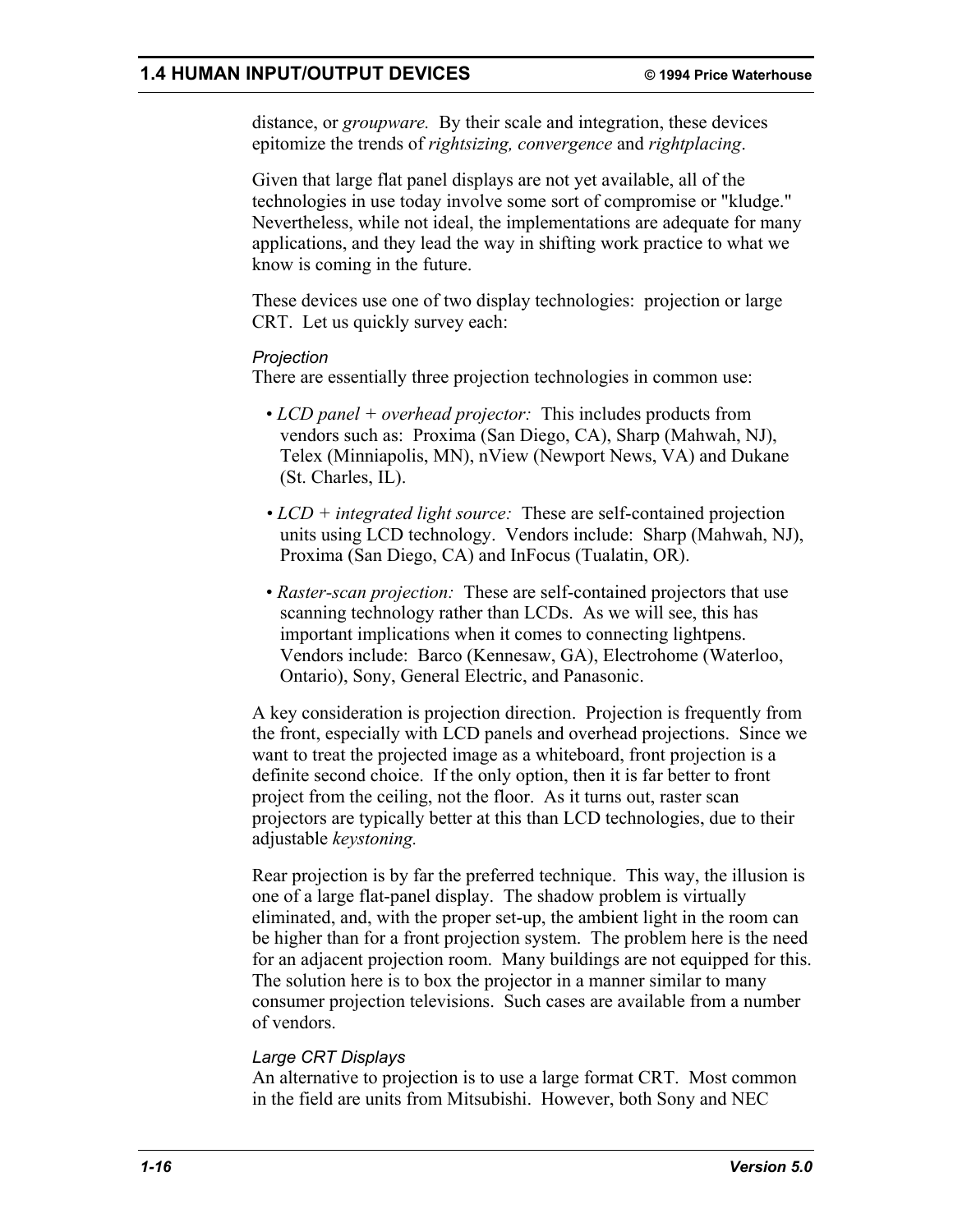distance, or *groupware.* By their scale and integration, these devices epitomize the trends of *rightsizing, convergence* and *rightplacing*.

Given that large flat panel displays are not yet available, all of the technologies in use today involve some sort of compromise or "kludge." Nevertheless, while not ideal, the implementations are adequate for many applications, and they lead the way in shifting work practice to what we know is coming in the future.

These devices use one of two display technologies: projection or large CRT. Let us quickly survey each:

*Projection*

There are essentially three projection technologies in common use:

- *LCD panel + overhead projector:* This includes products from vendors such as: Proxima (San Diego, CA), Sharp (Mahwah, NJ), Telex (Minniapolis, MN), nView (Newport News, VA) and Dukane (St. Charles, IL).
- *LCD + integrated light source:* These are self-contained projection units using LCD technology. Vendors include: Sharp (Mahwah, NJ), Proxima (San Diego, CA) and InFocus (Tualatin, OR).
- *Raster-scan projection:* These are self-contained projectors that use scanning technology rather than LCDs. As we will see, this has important implications when it comes to connecting lightpens. Vendors include: Barco (Kennesaw, GA), Electrohome (Waterloo, Ontario), Sony, General Electric, and Panasonic.

A key consideration is projection direction. Projection is frequently from the front, especially with LCD panels and overhead projections. Since we want to treat the projected image as a whiteboard, front projection is a definite second choice. If the only option, then it is far better to front project from the ceiling, not the floor. As it turns out, raster scan projectors are typically better at this than LCD technologies, due to their adjustable *keystoning.*

Rear projection is by far the preferred technique. This way, the illusion is one of a large flat-panel display. The shadow problem is virtually eliminated, and, with the proper set-up, the ambient light in the room can be higher than for a front projection system. The problem here is the need for an adjacent projection room. Many buildings are not equipped for this. The solution here is to box the projector in a manner similar to many consumer projection televisions. Such cases are available from a number of vendors.

*Large CRT Displays*

An alternative to projection is to use a large format CRT. Most common in the field are units from Mitsubishi. However, both Sony and NEC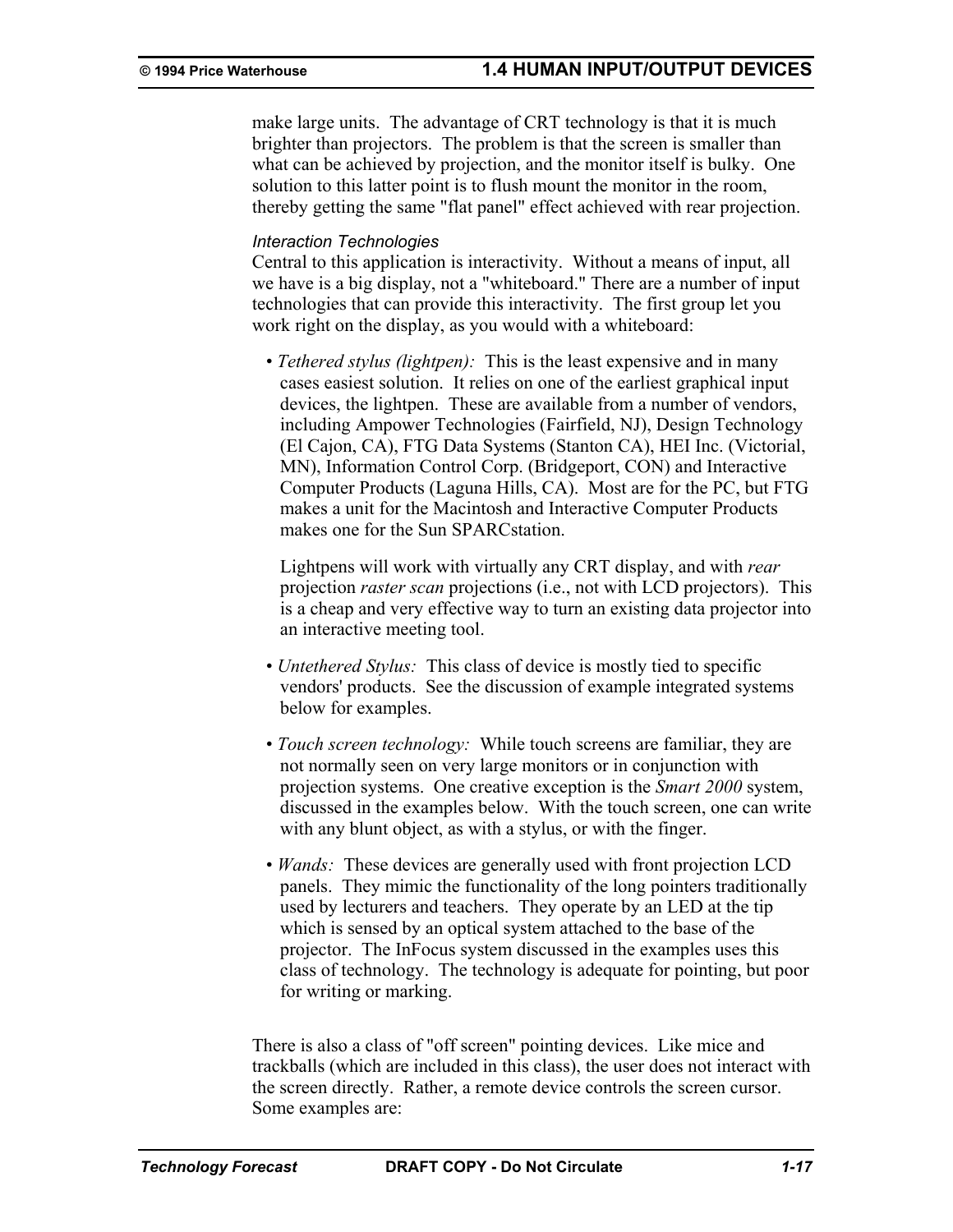make large units. The advantage of CRT technology is that it is much brighter than projectors. The problem is that the screen is smaller than what can be achieved by projection, and the monitor itself is bulky. One solution to this latter point is to flush mount the monitor in the room, thereby getting the same "flat panel" effect achieved with rear projection.

*Interaction Technologies*

Central to this application is interactivity. Without a means of input, all we have is a big display, not a "whiteboard." There are a number of input technologies that can provide this interactivity. The first group let you work right on the display, as you would with a whiteboard:

- *Tethered stylus (lightpen):* This is the least expensive and in many cases easiest solution. It relies on one of the earliest graphical input devices, the lightpen. These are available from a number of vendors, including Ampower Technologies (Fairfield, NJ), Design Technology (El Cajon, CA), FTG Data Systems (Stanton CA), HEI Inc. (Victorial, MN), Information Control Corp. (Bridgeport, CON) and Interactive Computer Products (Laguna Hills, CA). Most are for the PC, but FTG makes a unit for the Macintosh and Interactive Computer Products makes one for the Sun SPARCstation.

  Lightpens will work with virtually any CRT display, and with *rear* projection *raster scan* projections (i.e., not with LCD projectors). This is a cheap and very effective way to turn an existing data projector into an interactive meeting tool.

- *Untethered Stylus:* This class of device is mostly tied to specific vendors' products. See the discussion of example integrated systems below for examples.

- *Touch screen technology:* While touch screens are familiar, they are not normally seen on very large monitors or in conjunction with projection systems. One creative exception is the *Smart 2000* system, discussed in the examples below. With the touch screen, one can write with any blunt object, as with a stylus, or with the finger.

- *Wands:* These devices are generally used with front projection LCD panels. They mimic the functionality of the long pointers traditionally used by lecturers and teachers. They operate by an LED at the tip which is sensed by an optical system attached to the base of the projector. The InFocus system discussed in the examples uses this class of technology. The technology is adequate for pointing, but poor for writing or marking.

There is also a class of "off screen" pointing devices. Like mice and trackballs (which are included in this class), the user does not interact with the screen directly. Rather, a remote device controls the screen cursor. Some examples are: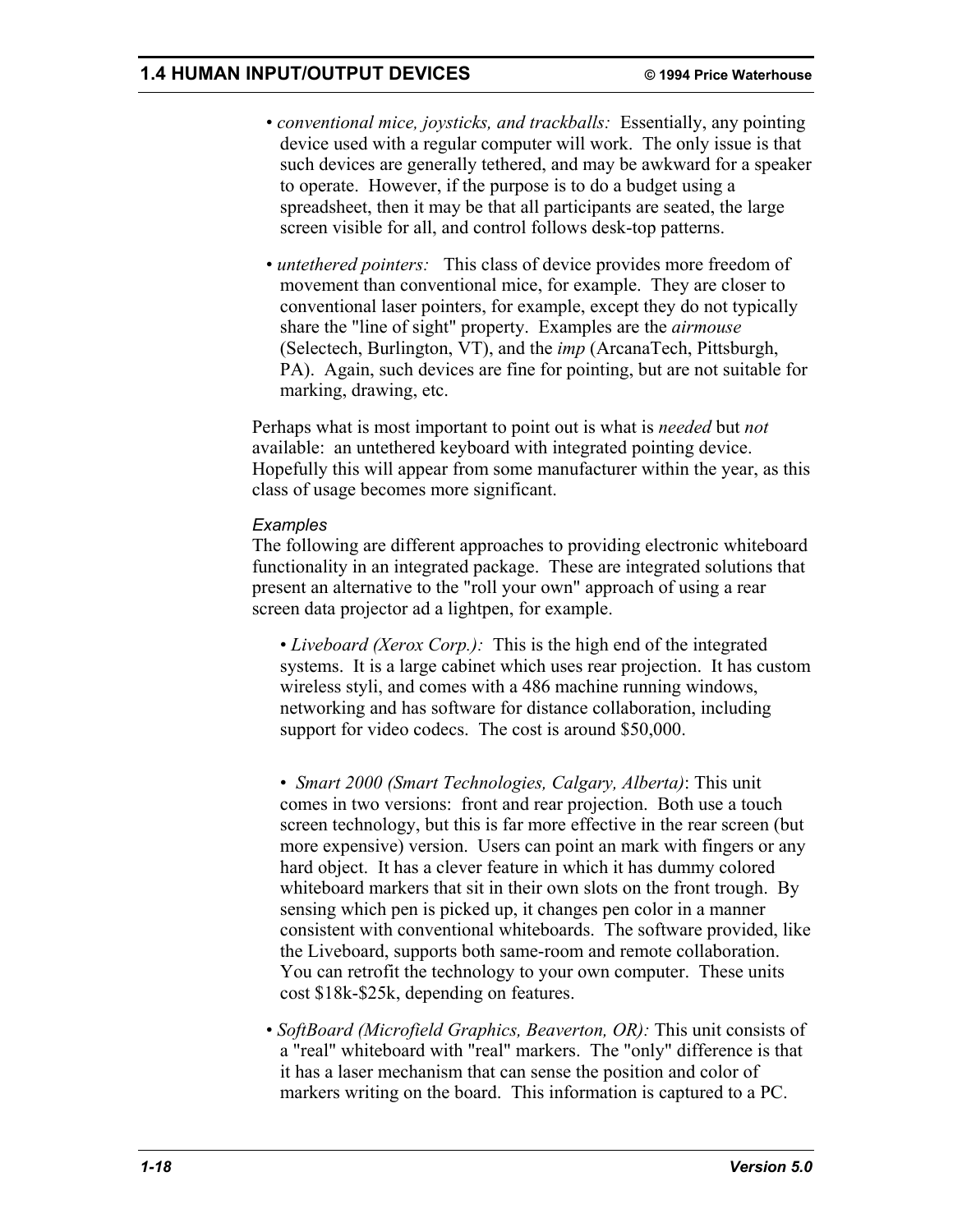- *conventional mice, joysticks, and trackballs:* Essentially, any pointing device used with a regular computer will work. The only issue is that such devices are generally tethered, and may be awkward for a speaker to operate. However, if the purpose is to do a budget using a spreadsheet, then it may be that all participants are seated, the large screen visible for all, and control follows desk-top patterns.

- *untethered pointers:* This class of device provides more freedom of movement than conventional mice, for example. They are closer to conventional laser pointers, for example, except they do not typically share the "line of sight" property. Examples are the *airmouse* (Selectech, Burlington, VT), and the *imp* (ArcanaTech, Pittsburgh, PA). Again, such devices are fine for pointing, but are not suitable for marking, drawing, etc.

Perhaps what is most important to point out is what is *needed* but *not* available: an untethered keyboard with integrated pointing device. Hopefully this will appear from some manufacturer within the year, as this class of usage becomes more significant.

*Examples*

The following are different approaches to providing electronic whiteboard functionality in an integrated package. These are integrated solutions that present an alternative to the "roll your own" approach of using a rear screen data projector ad a lightpen, for example.

- *Liveboard (Xerox Corp.):* This is the high end of the integrated systems. It is a large cabinet which uses rear projection. It has custom wireless styli, and comes with a 486 machine running windows, networking and has software for distance collaboration, including support for video codecs. The cost is around $50,000.

- *Smart 2000 (Smart Technologies, Calgary, Alberta)*: This unit comes in two versions: front and rear projection. Both use a touch screen technology, but this is far more effective in the rear screen (but more expensive) version. Users can point an mark with fingers or any hard object. It has a clever feature in which it has dummy colored whiteboard markers that sit in their own slots on the front trough. By sensing which pen is picked up, it changes pen color in a manner consistent with conventional whiteboards. The software provided, like the Liveboard, supports both same-room and remote collaboration. You can retrofit the technology to your own computer. These units cost $18k-$25k, depending on features.

- *SoftBoard (Microfield Graphics, Beaverton, OR):* This unit consists of a "real" whiteboard with "real" markers. The "only" difference is that it has a laser mechanism that can sense the position and color of markers writing on the board. This information is captured to a PC.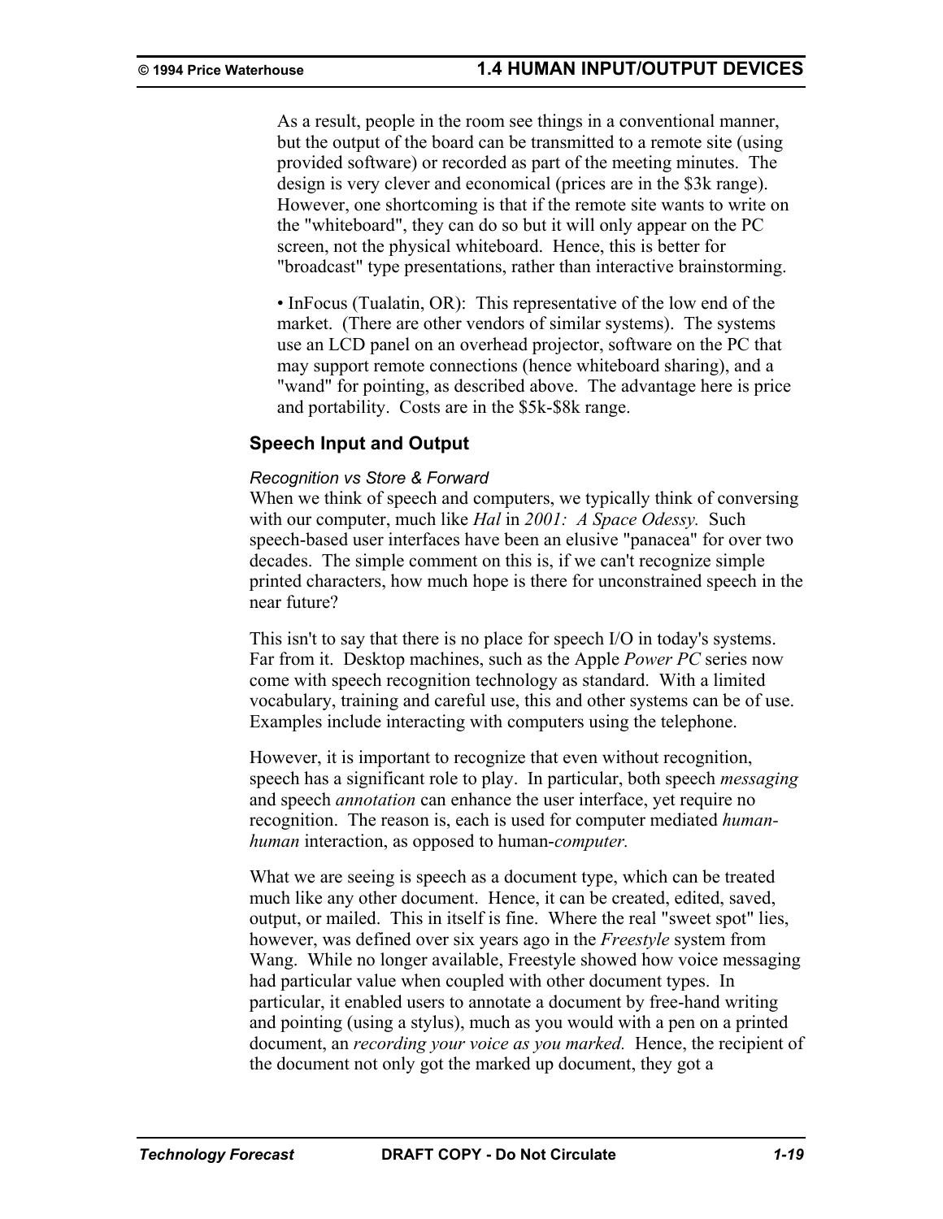As a result, people in the room see things in a conventional manner, but the output of the board can be transmitted to a remote site (using provided software) or recorded as part of the meeting minutes. The design is very clever and economical (prices are in the $3k range). However, one shortcoming is that if the remote site wants to write on the "whiteboard", they can do so but it will only appear on the PC screen, not the physical whiteboard. Hence, this is better for "broadcast" type presentations, rather than interactive brainstorming.

• InFocus (Tualatin, OR): This representative of the low end of the market. (There are other vendors of similar systems). The systems use an LCD panel on an overhead projector, software on the PC that may support remote connections (hence whiteboard sharing), and a "wand" for pointing, as described above. The advantage here is price and portability. Costs are in the $5k-$8k range.

### Speech Input and Output

*Recognition vs Store & Forward*

When we think of speech and computers, we typically think of conversing with our computer, much like *Hal* in *2001: A Space Odessy.* Such speech-based user interfaces have been an elusive "panacea" for over two decades. The simple comment on this is, if we can't recognize simple printed characters, how much hope is there for unconstrained speech in the near future?

This isn't to say that there is no place for speech I/O in today's systems. Far from it. Desktop machines, such as the Apple *Power PC* series now come with speech recognition technology as standard. With a limited vocabulary, training and careful use, this and other systems can be of use. Examples include interacting with computers using the telephone.

However, it is important to recognize that even without recognition, speech has a significant role to play. In particular, both speech *messaging* and speech *annotation* can enhance the user interface, yet require no recognition. The reason is, each is used for computer mediated *human-human* interaction, as opposed to human-*computer.*

What we are seeing is speech as a document type, which can be treated much like any other document. Hence, it can be created, edited, saved, output, or mailed. This in itself is fine. Where the real "sweet spot" lies, however, was defined over six years ago in the *Freestyle* system from Wang. While no longer available, Freestyle showed how voice messaging had particular value when coupled with other document types. In particular, it enabled users to annotate a document by free-hand writing and pointing (using a stylus), much as you would with a pen on a printed document, an *recording your voice as you marked.* Hence, the recipient of the document not only got the marked up document, they got a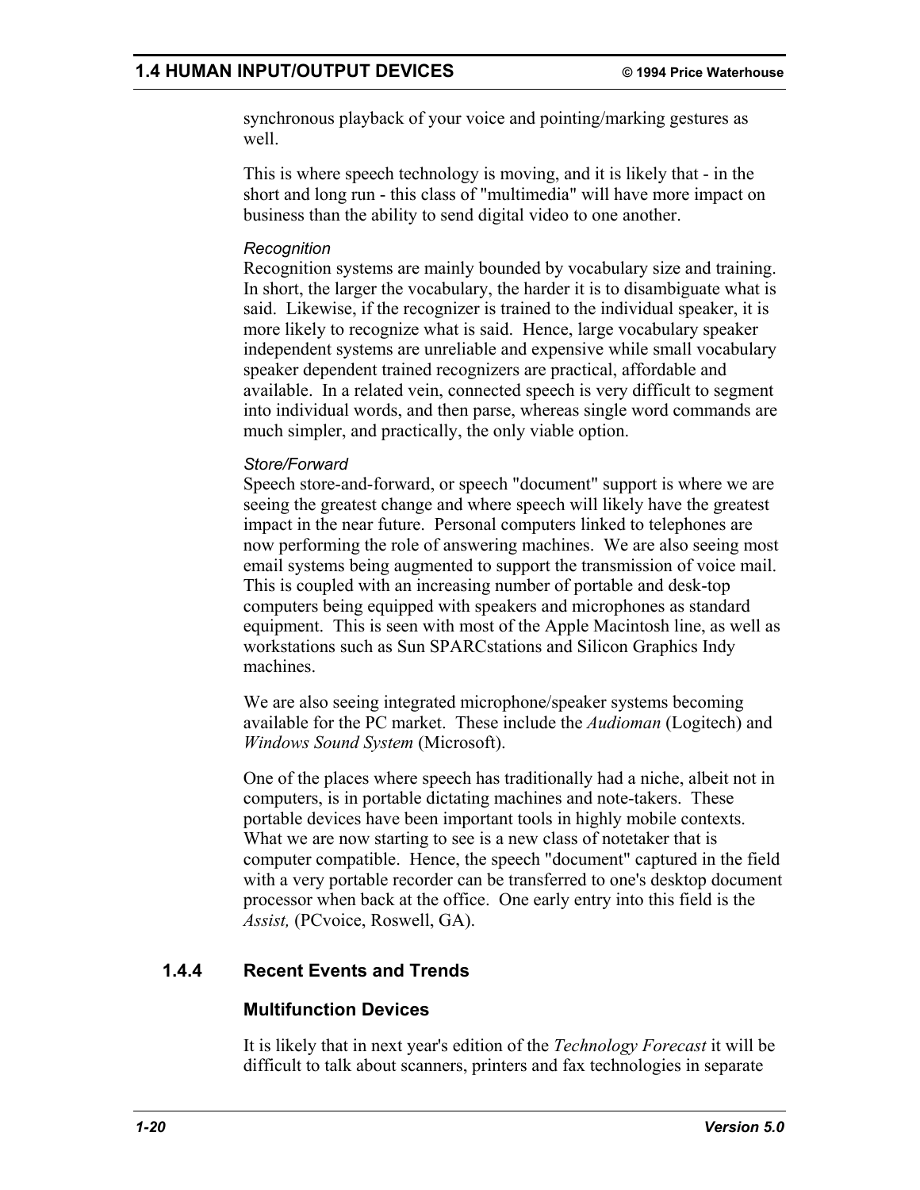synchronous playback of your voice and pointing/marking gestures as well.

This is where speech technology is moving, and it is likely that - in the short and long run - this class of "multimedia" will have more impact on business than the ability to send digital video to one another.

*Recognition*

Recognition systems are mainly bounded by vocabulary size and training. In short, the larger the vocabulary, the harder it is to disambiguate what is said. Likewise, if the recognizer is trained to the individual speaker, it is more likely to recognize what is said. Hence, large vocabulary speaker independent systems are unreliable and expensive while small vocabulary speaker dependent trained recognizers are practical, affordable and available. In a related vein, connected speech is very difficult to segment into individual words, and then parse, whereas single word commands are much simpler, and practically, the only viable option.

*Store/Forward*

Speech store-and-forward, or speech "document" support is where we are seeing the greatest change and where speech will likely have the greatest impact in the near future. Personal computers linked to telephones are now performing the role of answering machines. We are also seeing most email systems being augmented to support the transmission of voice mail. This is coupled with an increasing number of portable and desk-top computers being equipped with speakers and microphones as standard equipment. This is seen with most of the Apple Macintosh line, as well as workstations such as Sun SPARCstations and Silicon Graphics Indy machines.

We are also seeing integrated microphone/speaker systems becoming available for the PC market. These include the *Audioman* (Logitech) and *Windows Sound System* (Microsoft).

One of the places where speech has traditionally had a niche, albeit not in computers, is in portable dictating machines and note-takers. These portable devices have been important tools in highly mobile contexts. What we are now starting to see is a new class of notetaker that is computer compatible. Hence, the speech "document" captured in the field with a very portable recorder can be transferred to one's desktop document processor when back at the office. One early entry into this field is the *Assist,* (PCvoice, Roswell, GA).

### 1.4.4 Recent Events and Trends

#### Multifunction Devices

It is likely that in next year's edition of the *Technology Forecast* it will be difficult to talk about scanners, printers and fax technologies in separate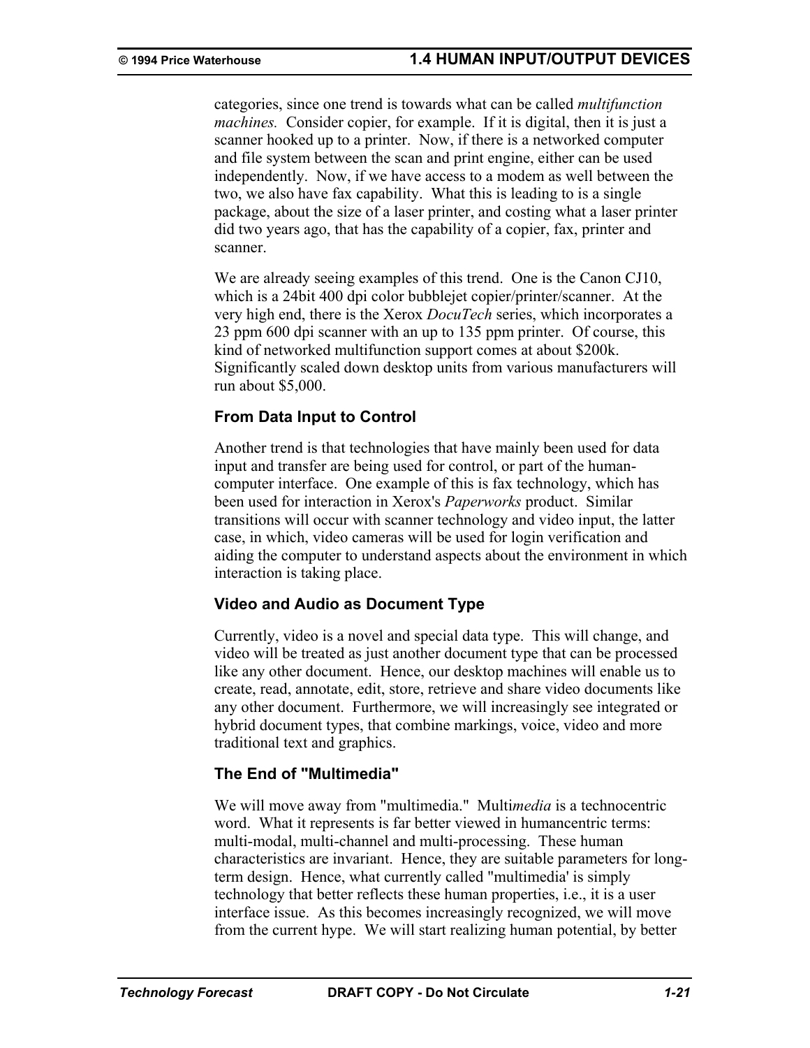categories, since one trend is towards what can be called *multifunction machines.* Consider copier, for example. If it is digital, then it is just a scanner hooked up to a printer. Now, if there is a networked computer and file system between the scan and print engine, either can be used independently. Now, if we have access to a modem as well between the two, we also have fax capability. What this is leading to is a single package, about the size of a laser printer, and costing what a laser printer did two years ago, that has the capability of a copier, fax, printer and scanner.

We are already seeing examples of this trend. One is the Canon CJ10, which is a 24bit 400 dpi color bubblejet copier/printer/scanner. At the very high end, there is the Xerox *DocuTech* series, which incorporates a 23 ppm 600 dpi scanner with an up to 135 ppm printer. Of course, this kind of networked multifunction support comes at about $200k. Significantly scaled down desktop units from various manufacturers will run about $5,000.

### From Data Input to Control

Another trend is that technologies that have mainly been used for data input and transfer are being used for control, or part of the human-computer interface. One example of this is fax technology, which has been used for interaction in Xerox's *Paperworks* product. Similar transitions will occur with scanner technology and video input, the latter case, in which, video cameras will be used for login verification and aiding the computer to understand aspects about the environment in which interaction is taking place.

### Video and Audio as Document Type

Currently, video is a novel and special data type. This will change, and video will be treated as just another document type that can be processed like any other document. Hence, our desktop machines will enable us to create, read, annotate, edit, store, retrieve and share video documents like any other document. Furthermore, we will increasingly see integrated or hybrid document types, that combine markings, voice, video and more traditional text and graphics.

### The End of "Multimedia"

We will move away from "multimedia." Multi*media* is a technocentric word. What it represents is far better viewed in humancentric terms: multi-modal, multi-channel and multi-processing. These human characteristics are invariant. Hence, they are suitable parameters for long-term design. Hence, what currently called "multimedia' is simply technology that better reflects these human properties, i.e., it is a user interface issue. As this becomes increasingly recognized, we will move from the current hype. We will start realizing human potential, by better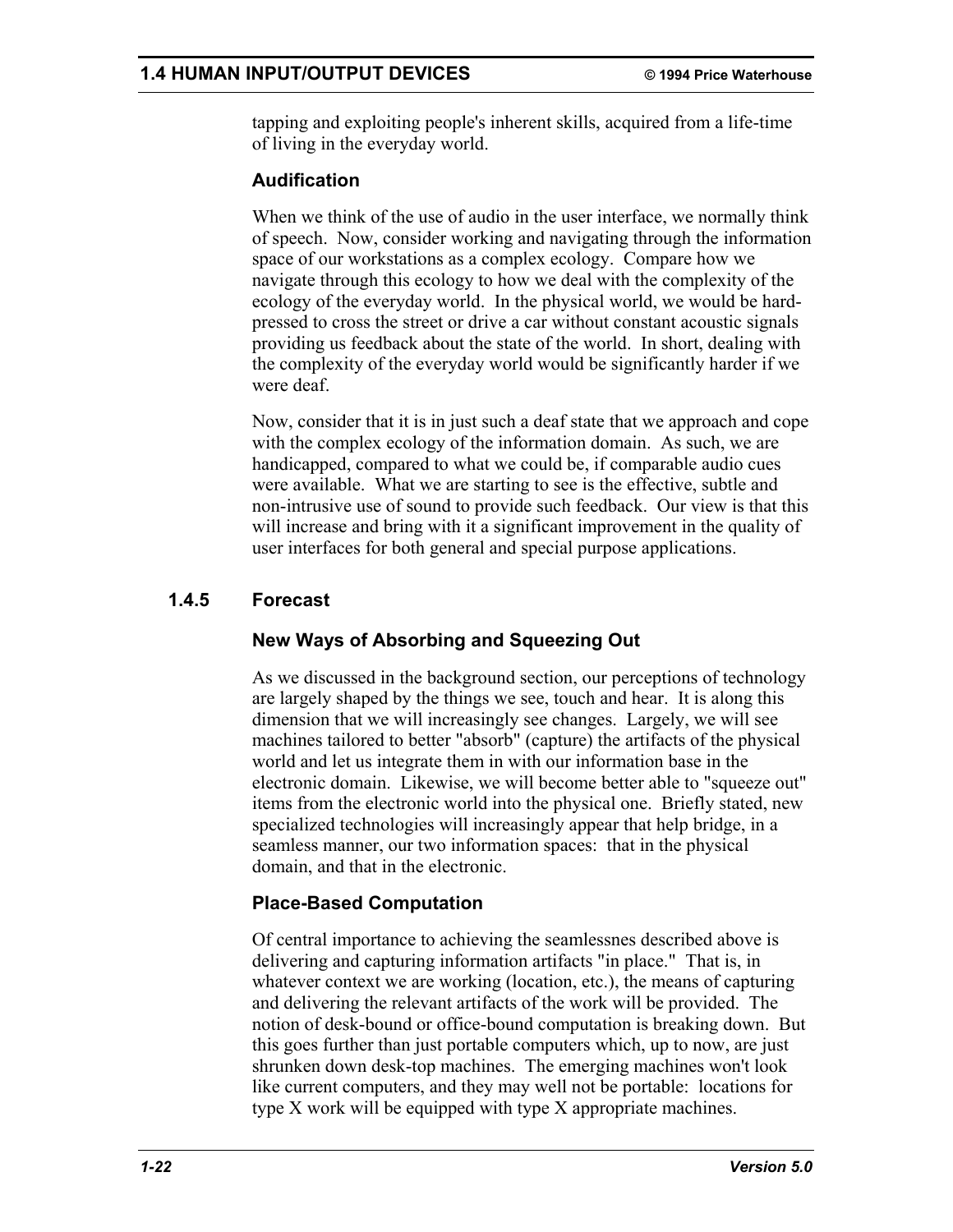tapping and exploiting people's inherent skills, acquired from a life-time of living in the everyday world.

#### Audification

When we think of the use of audio in the user interface, we normally think of speech. Now, consider working and navigating through the information space of our workstations as a complex ecology. Compare how we navigate through this ecology to how we deal with the complexity of the ecology of the everyday world. In the physical world, we would be hard-pressed to cross the street or drive a car without constant acoustic signals providing us feedback about the state of the world. In short, dealing with the complexity of the everyday world would be significantly harder if we were deaf.

Now, consider that it is in just such a deaf state that we approach and cope with the complex ecology of the information domain. As such, we are handicapped, compared to what we could be, if comparable audio cues were available. What we are starting to see is the effective, subtle and non-intrusive use of sound to provide such feedback. Our view is that this will increase and bring with it a significant improvement in the quality of user interfaces for both general and special purpose applications.

### 1.4.5 Forecast

#### New Ways of Absorbing and Squeezing Out

As we discussed in the background section, our perceptions of technology are largely shaped by the things we see, touch and hear. It is along this dimension that we will increasingly see changes. Largely, we will see machines tailored to better "absorb" (capture) the artifacts of the physical world and let us integrate them in with our information base in the electronic domain. Likewise, we will become better able to "squeeze out" items from the electronic world into the physical one. Briefly stated, new specialized technologies will increasingly appear that help bridge, in a seamless manner, our two information spaces: that in the physical domain, and that in the electronic.

#### Place-Based Computation

Of central importance to achieving the seamlessnes described above is delivering and capturing information artifacts "in place." That is, in whatever context we are working (location, etc.), the means of capturing and delivering the relevant artifacts of the work will be provided. The notion of desk-bound or office-bound computation is breaking down. But this goes further than just portable computers which, up to now, are just shrunken down desk-top machines. The emerging machines won't look like current computers, and they may well not be portable: locations for type X work will be equipped with type X appropriate machines.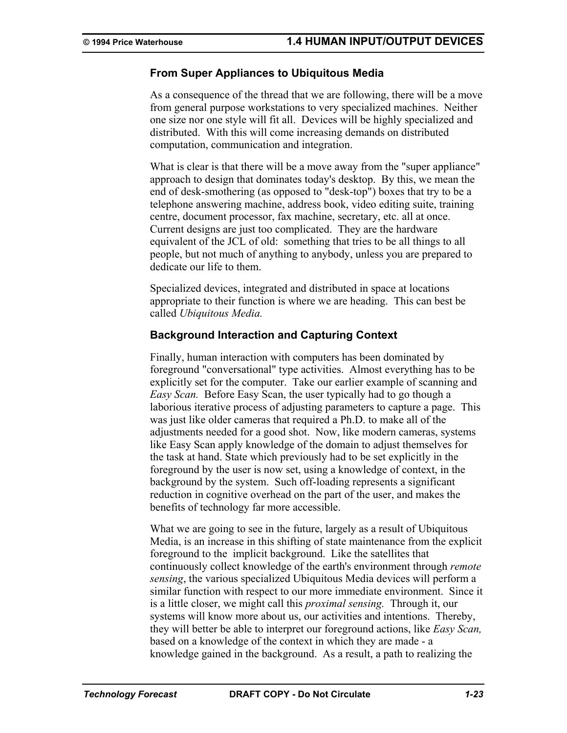### From Super Appliances to Ubiquitous Media

As a consequence of the thread that we are following, there will be a move from general purpose workstations to very specialized machines. Neither one size nor one style will fit all. Devices will be highly specialized and distributed. With this will come increasing demands on distributed computation, communication and integration.

What is clear is that there will be a move away from the "super appliance" approach to design that dominates today's desktop. By this, we mean the end of desk-smothering (as opposed to "desk-top") boxes that try to be a telephone answering machine, address book, video editing suite, training centre, document processor, fax machine, secretary, etc. all at once. Current designs are just too complicated. They are the hardware equivalent of the JCL of old: something that tries to be all things to all people, but not much of anything to anybody, unless you are prepared to dedicate our life to them.

Specialized devices, integrated and distributed in space at locations appropriate to their function is where we are heading. This can best be called *Ubiquitous Media.*

### Background Interaction and Capturing Context

Finally, human interaction with computers has been dominated by foreground "conversational" type activities. Almost everything has to be explicitly set for the computer. Take our earlier example of scanning and *Easy Scan.* Before Easy Scan, the user typically had to go though a laborious iterative process of adjusting parameters to capture a page. This was just like older cameras that required a Ph.D. to make all of the adjustments needed for a good shot. Now, like modern cameras, systems like Easy Scan apply knowledge of the domain to adjust themselves for the task at hand. State which previously had to be set explicitly in the foreground by the user is now set, using a knowledge of context, in the background by the system. Such off-loading represents a significant reduction in cognitive overhead on the part of the user, and makes the benefits of technology far more accessible.

What we are going to see in the future, largely as a result of Ubiquitous Media, is an increase in this shifting of state maintenance from the explicit foreground to the implicit background. Like the satellites that continuously collect knowledge of the earth's environment through *remote sensing*, the various specialized Ubiquitous Media devices will perform a similar function with respect to our more immediate environment. Since it is a little closer, we might call this *proximal sensing.* Through it, our systems will know more about us, our activities and intentions. Thereby, they will better be able to interpret our foreground actions, like *Easy Scan,* based on a knowledge of the context in which they are made - a knowledge gained in the background. As a result, a path to realizing the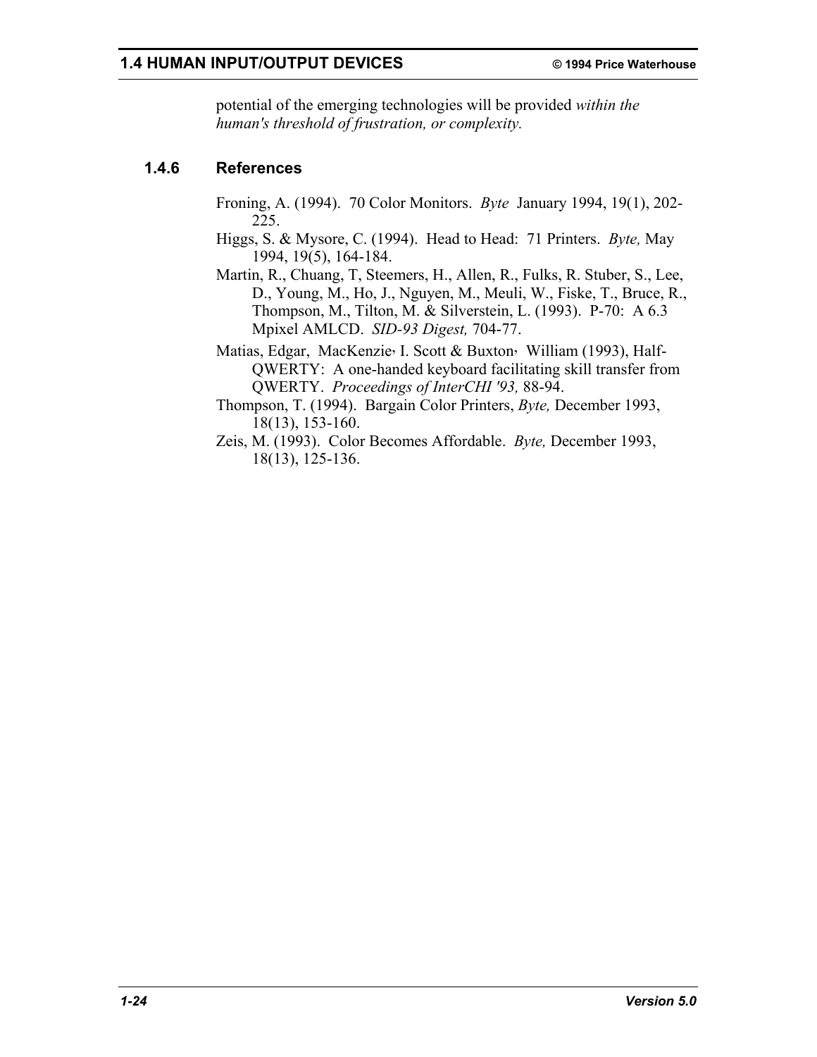potential of the emerging technologies will be provided *within the human's threshold of frustration, or complexity.*

### 1.4.6 References

Froning, A. (1994). 70 Color Monitors. *Byte* January 1994, 19(1), 202-225.

Higgs, S. & Mysore, C. (1994). Head to Head: 71 Printers. *Byte,* May 1994, 19(5), 164-184.

Martin, R., Chuang, T, Steemers, H., Allen, R., Fulks, R. Stuber, S., Lee, D., Young, M., Ho, J., Nguyen, M., Meuli, W., Fiske, T., Bruce, R., Thompson, M., Tilton, M. & Silverstein, L. (1993). P-70: A 6.3 Mpixel AMLCD. *SID-93 Digest,* 704-77.

Matias, Edgar, MacKenzie, I. Scott & Buxton, William (1993), Half-QWERTY: A one-handed keyboard facilitating skill transfer from QWERTY. *Proceedings of InterCHI '93,* 88-94.

Thompson, T. (1994). Bargain Color Printers, *Byte,* December 1993, 18(13), 153-160.

Zeis, M. (1993). Color Becomes Affordable. *Byte,* December 1993, 18(13), 125-136.